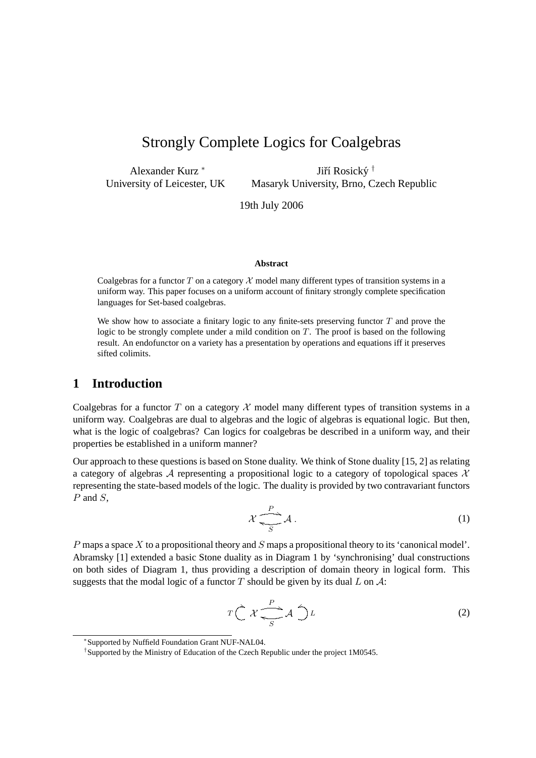# Strongly Complete Logics for Coalgebras

Alexander Kurz [*]
University of Leicester, UK

Jiří Rosický [†]
Masaryk University, Brno, Czech Republic

19th July 2006

**Abstract**

Coalgebras for a functor $T$ on a category $\mathcal{X}$ model many different types of transition systems in a uniform way. This paper focuses on a uniform account of finitary strongly complete specification languages for Set-based coalgebras.

We show how to associate a finitary logic to any finite-sets preserving functor $T$ and prove the logic to be strongly complete under a mild condition on $T$. The proof is based on the following result. An endofunctor on a variety has a presentation by operations and equations iff it preserves sifted colimits.

## 1 Introduction

Coalgebras for a functor $T$ on a category $\mathcal{X}$ model many different types of transition systems in a uniform way. Coalgebras are dual to algebras and the logic of algebras is equational logic. But then, what is the logic of coalgebras? Can logics for coalgebras be described in a uniform way, and their properties be established in a uniform manner?

Our approach to these questions is based on Stone duality. We think of Stone duality [15, 2] as relating a category of algebras $\mathcal{A}$ representing a propositional logic to a category of topological spaces $\mathcal{X}$ representing the state-based models of the logic. The duality is provided by two contravariant functors $P$ and $S$,

$$\mathcal{X} \underset{S}{\overset{P}{\rightleftarrows}} \mathcal{A}\,. \tag{1}$$

$P$ maps a space $X$ to a propositional theory and $S$ maps a propositional theory to its 'canonical model'. Abramsky [1] extended a basic Stone duality as in Diagram 1 by 'synchronising' dual constructions on both sides of Diagram 1, thus providing a description of domain theory in logical form. This suggests that the modal logic of a functor $T$ should be given by its dual $L$ on $\mathcal{A}$:

$$T \circlearrowleft \mathcal{X} \underset{S}{\overset{P}{\rightleftarrows}} \mathcal{A} \circlearrowright L \tag{2}$$

[*] Supported by Nuffield Foundation Grant NUF-NAL04.

[†] Supported by the Ministry of Education of the Czech Republic under the project 1M0545.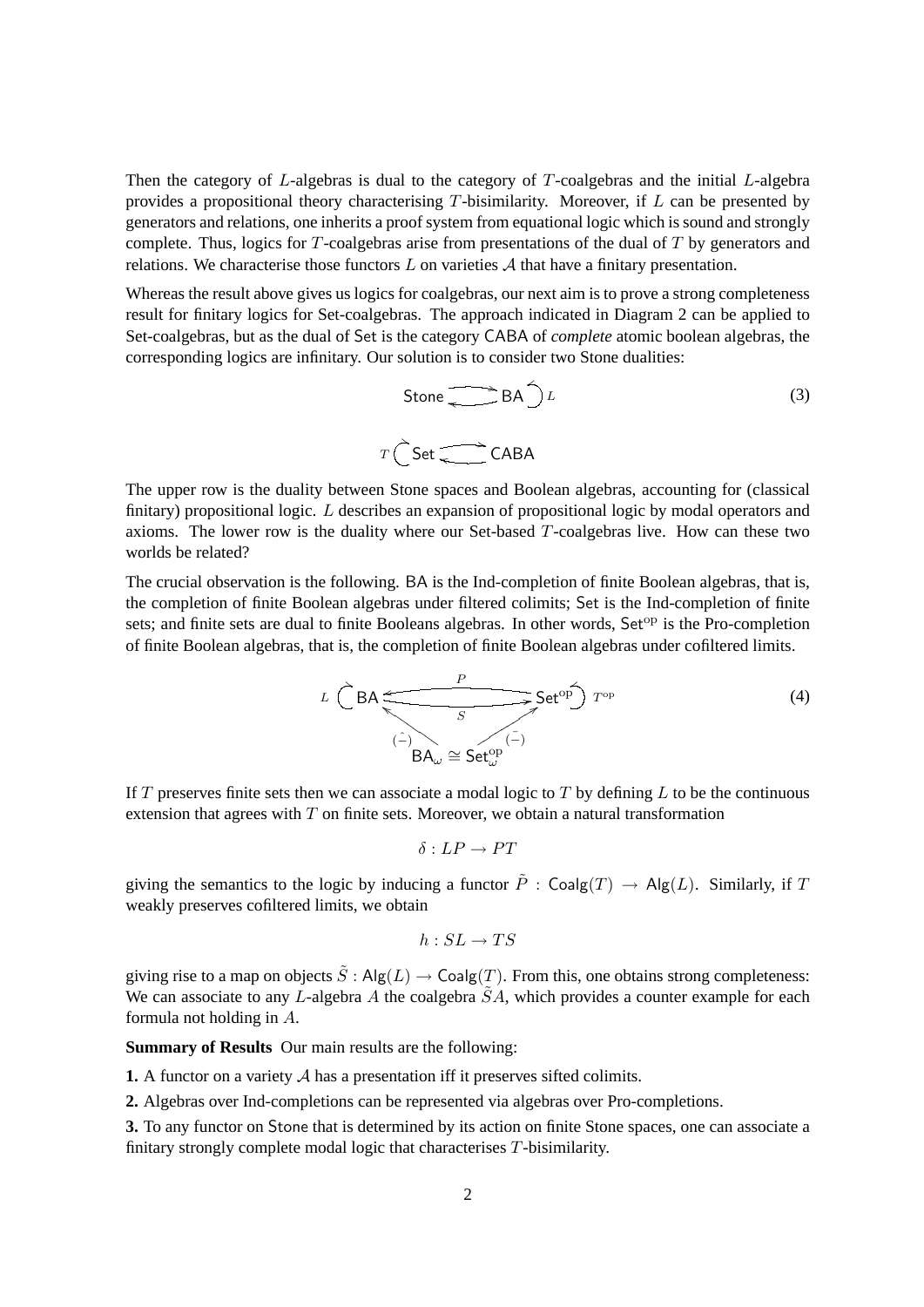Then the category of $L$-algebras is dual to the category of $T$-coalgebras and the initial $L$-algebra provides a propositional theory characterising $T$-bisimilarity. Moreover, if $L$ can be presented by generators and relations, one inherits a proof system from equational logic which is sound and strongly complete. Thus, logics for $T$-coalgebras arise from presentations of the dual of $T$ by generators and relations. We characterise those functors $L$ on varieties $\mathcal{A}$ that have a finitary presentation.

Whereas the result above gives us logics for coalgebras, our next aim is to prove a strong completeness result for finitary logics for Set-coalgebras. The approach indicated in Diagram 2 can be applied to Set-coalgebras, but as the dual of Set is the category CABA of *complete* atomic boolean algebras, the corresponding logics are infinitary. Our solution is to consider two Stone dualities:

$$\mathsf{Stone} \rightleftarrows \mathsf{BA} \circlearrowleft L \tag{3}$$

$$T \circlearrowright \mathsf{Set} \rightleftarrows \mathsf{CABA}$$

The upper row is the duality between Stone spaces and Boolean algebras, accounting for (classical finitary) propositional logic. $L$ describes an expansion of propositional logic by modal operators and axioms. The lower row is the duality where our Set-based $T$-coalgebras live. How can these two worlds be related?

The crucial observation is the following. BA is the Ind-completion of finite Boolean algebras, that is, the completion of finite Boolean algebras under filtered colimits; Set is the Ind-completion of finite sets; and finite sets are dual to finite Booleans algebras. In other words, $\mathsf{Set}^{\mathrm{op}}$ is the Pro-completion of finite Boolean algebras, that is, the completion of finite Boolean algebras under cofiltered limits.

$$L \circlearrowright \mathsf{BA} \underset{S}{\overset{P}{\rightleftarrows}} \mathsf{Set}^{\mathrm{op}} \circlearrowleft T^{\mathrm{op}} \qquad \hat{(-)} : \mathsf{BA}_\omega \to \mathsf{BA}, \quad \bar{(-)} : \mathsf{Set}^{\mathrm{op}}_\omega \to \mathsf{Set}^{\mathrm{op}}, \quad \mathsf{BA}_\omega \cong \mathsf{Set}^{\mathrm{op}}_\omega \tag{4}$$

If $T$ preserves finite sets then we can associate a modal logic to $T$ by defining $L$ to be the continuous extension that agrees with $T$ on finite sets. Moreover, we obtain a natural transformation

$$\delta : LP \to PT$$

giving the semantics to the logic by inducing a functor $\tilde{P} : \mathsf{Coalg}(T) \to \mathsf{Alg}(L)$. Similarly, if $T$ weakly preserves cofiltered limits, we obtain

$$h : SL \to TS$$

giving rise to a map on objects $\tilde{S} : \mathsf{Alg}(L) \to \mathsf{Coalg}(T)$. From this, one obtains strong completeness: We can associate to any $L$-algebra $A$ the coalgebra $\tilde{S}A$, which provides a counter example for each formula not holding in $A$.

**Summary of Results** Our main results are the following:

**1.** A functor on a variety $\mathcal{A}$ has a presentation iff it preserves sifted colimits.

**2.** Algebras over Ind-completions can be represented via algebras over Pro-completions.

**3.** To any functor on Stone that is determined by its action on finite Stone spaces, one can associate a finitary strongly complete modal logic that characterises $T$-bisimilarity.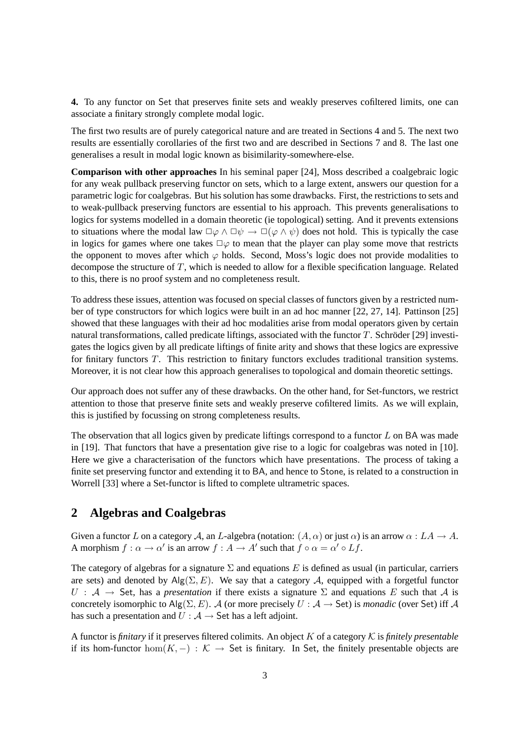**4.** To any functor on Set that preserves finite sets and weakly preserves cofiltered limits, one can associate a finitary strongly complete modal logic.

The first two results are of purely categorical nature and are treated in Sections 4 and 5. The next two results are essentially corollaries of the first two and are described in Sections 7 and 8. The last one generalises a result in modal logic known as bisimilarity-somewhere-else.

**Comparison with other approaches** In his seminal paper [24], Moss described a coalgebraic logic for any weak pullback preserving functor on sets, which to a large extent, answers our question for a parametric logic for coalgebras. But his solution has some drawbacks. First, the restrictions to sets and to weak-pullback preserving functors are essential to his approach. This prevents generalisations to logics for systems modelled in a domain theoretic (ie topological) setting. And it prevents extensions to situations where the modal law $\Box\varphi \wedge \Box\psi \to \Box(\varphi \wedge \psi)$ does not hold. This is typically the case in logics for games where one takes $\Box\varphi$ to mean that the player can play some move that restricts the opponent to moves after which $\varphi$ holds. Second, Moss's logic does not provide modalities to decompose the structure of $T$, which is needed to allow for a flexible specification language. Related to this, there is no proof system and no completeness result.

To address these issues, attention was focused on special classes of functors given by a restricted number of type constructors for which logics were built in an ad hoc manner [22, 27, 14]. Pattinson [25] showed that these languages with their ad hoc modalities arise from modal operators given by certain natural transformations, called predicate liftings, associated with the functor $T$. Schröder [29] investigates the logics given by all predicate liftings of finite arity and shows that these logics are expressive for finitary functors $T$. This restriction to finitary functors excludes traditional transition systems. Moreover, it is not clear how this approach generalises to topological and domain theoretic settings.

Our approach does not suffer any of these drawbacks. On the other hand, for Set-functors, we restrict attention to those that preserve finite sets and weakly preserve cofiltered limits. As we will explain, this is justified by focussing on strong completeness results.

The observation that all logics given by predicate liftings correspond to a functor $L$ on BA was made in [19]. That functors that have a presentation give rise to a logic for coalgebras was noted in [10]. Here we give a characterisation of the functors which have presentations. The process of taking a finite set preserving functor and extending it to BA, and hence to Stone, is related to a construction in Worrell [33] where a Set-functor is lifted to complete ultrametric spaces.

## 2 Algebras and Coalgebras

Given a functor $L$ on a category $\mathcal{A}$, an $L$-algebra (notation: $(A, \alpha)$ or just $\alpha$) is an arrow $\alpha : LA \to A$. A morphism $f : \alpha \to \alpha'$ is an arrow $f : A \to A'$ such that $f \circ \alpha = \alpha' \circ Lf$.

The category of algebras for a signature $\Sigma$ and equations $E$ is defined as usual (in particular, carriers are sets) and denoted by $\mathsf{Alg}(\Sigma, E)$. We say that a category $\mathcal{A}$, equipped with a forgetful functor $U : \mathcal{A} \to \mathsf{Set}$, has a *presentation* if there exists a signature $\Sigma$ and equations $E$ such that $\mathcal{A}$ is concretely isomorphic to $\mathsf{Alg}(\Sigma, E)$. $\mathcal{A}$ (or more precisely $U : \mathcal{A} \to \mathsf{Set}$) is *monadic* (over Set) iff $\mathcal{A}$ has such a presentation and $U : \mathcal{A} \to \mathsf{Set}$ has a left adjoint.

A functor is *finitary* if it preserves filtered colimits. An object $K$ of a category $\mathcal{K}$ is *finitely presentable* if its hom-functor $\hom(K, -) : \mathcal{K} \to \mathsf{Set}$ is finitary. In Set, the finitely presentable objects are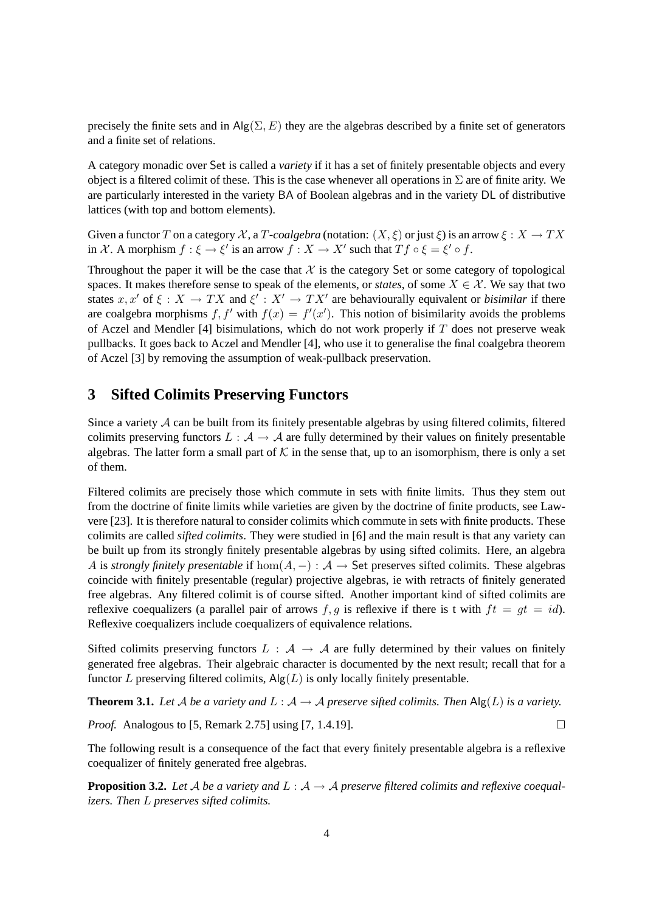precisely the finite sets and in $\mathsf{Alg}(\Sigma, E)$ they are the algebras described by a finite set of generators and a finite set of relations.

A category monadic over $\mathsf{Set}$ is called a *variety* if it has a set of finitely presentable objects and every object is a filtered colimit of these. This is the case whenever all operations in $\Sigma$ are of finite arity. We are particularly interested in the variety $\mathsf{BA}$ of Boolean algebras and in the variety $\mathsf{DL}$ of distributive lattices (with top and bottom elements).

Given a functor $T$ on a category $\mathcal{X}$, a *$T$-coalgebra* (notation: $(X, \xi)$ or just $\xi$) is an arrow $\xi : X \to TX$ in $\mathcal{X}$. A morphism $f : \xi \to \xi'$ is an arrow $f : X \to X'$ such that $Tf \circ \xi = \xi' \circ f$.

Throughout the paper it will be the case that $\mathcal{X}$ is the category $\mathsf{Set}$ or some category of topological spaces. It makes therefore sense to speak of the elements, or *states*, of some $X \in \mathcal{X}$. We say that two states $x, x'$ of $\xi : X \to TX$ and $\xi' : X' \to TX'$ are behaviourally equivalent or *bisimilar* if there are coalgebra morphisms $f, f'$ with $f(x) = f'(x')$. This notion of bisimilarity avoids the problems of Aczel and Mendler [4] bisimulations, which do not work properly if $T$ does not preserve weak pullbacks. It goes back to Aczel and Mendler [4], who use it to generalise the final coalgebra theorem of Aczel [3] by removing the assumption of weak-pullback preservation.

## 3 Sifted Colimits Preserving Functors

Since a variety $\mathcal{A}$ can be built from its finitely presentable algebras by using filtered colimits, filtered colimits preserving functors $L : \mathcal{A} \to \mathcal{A}$ are fully determined by their values on finitely presentable algebras. The latter form a small part of $\mathcal{K}$ in the sense that, up to an isomorphism, there is only a set of them.

Filtered colimits are precisely those which commute in sets with finite limits. Thus they stem out from the doctrine of finite limits while varieties are given by the doctrine of finite products, see Lawvere [23]. It is therefore natural to consider colimits which commute in sets with finite products. These colimits are called *sifted colimits*. They were studied in [6] and the main result is that any variety can be built up from its strongly finitely presentable algebras by using sifted colimits. Here, an algebra $A$ is *strongly finitely presentable* if $\hom(A, -) : \mathcal{A} \to \mathsf{Set}$ preserves sifted colimits. These algebras coincide with finitely presentable (regular) projective algebras, ie with retracts of finitely generated free algebras. Any filtered colimit is of course sifted. Another important kind of sifted colimits are reflexive coequalizers (a parallel pair of arrows $f, g$ is reflexive if there is t with $ft = gt = id$). Reflexive coequalizers include coequalizers of equivalence relations.

Sifted colimits preserving functors $L : \mathcal{A} \to \mathcal{A}$ are fully determined by their values on finitely generated free algebras. Their algebraic character is documented by the next result; recall that for a functor $L$ preserving filtered colimits, $\mathsf{Alg}(L)$ is only locally finitely presentable.

**Theorem 3.1.** *Let $\mathcal{A}$ be a variety and $L : \mathcal{A} \to \mathcal{A}$ preserve sifted colimits. Then $\mathsf{Alg}(L)$ is a variety.*

*Proof.* Analogous to [5, Remark 2.75] using [7, 1.4.19]. □

The following result is a consequence of the fact that every finitely presentable algebra is a reflexive coequalizer of finitely generated free algebras.

**Proposition 3.2.** *Let $\mathcal{A}$ be a variety and $L : \mathcal{A} \to \mathcal{A}$ preserve filtered colimits and reflexive coequalizers. Then $L$ preserves sifted colimits.*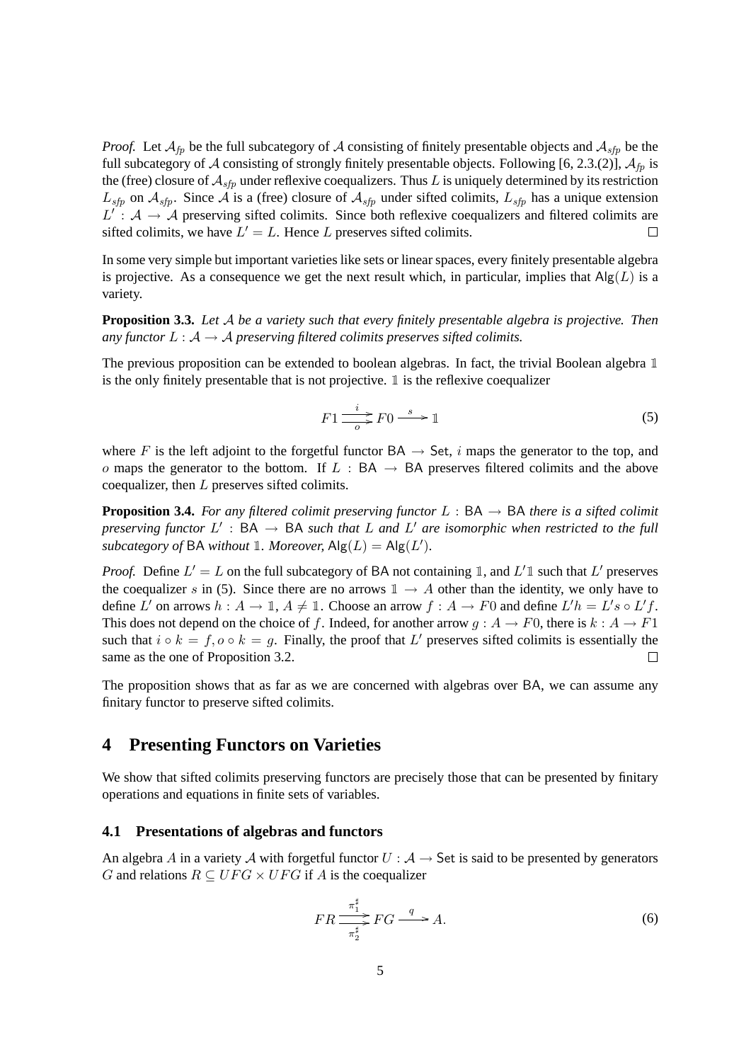*Proof.* Let $\mathcal{A}_{fp}$ be the full subcategory of $\mathcal{A}$ consisting of finitely presentable objects and $\mathcal{A}_{sfp}$ be the full subcategory of $\mathcal{A}$ consisting of strongly finitely presentable objects. Following [6, 2.3.(2)], $\mathcal{A}_{fp}$ is the (free) closure of $\mathcal{A}_{sfp}$ under reflexive coequalizers. Thus $L$ is uniquely determined by its restriction $L_{sfp}$ on $\mathcal{A}_{sfp}$. Since $\mathcal{A}$ is a (free) closure of $\mathcal{A}_{sfp}$ under sifted colimits, $L_{sfp}$ has a unique extension $L' : \mathcal{A} \to \mathcal{A}$ preserving sifted colimits. Since both reflexive coequalizers and filtered colimits are sifted colimits, we have $L' = L$. Hence $L$ preserves sifted colimits. $\square$

In some very simple but important varieties like sets or linear spaces, every finitely presentable algebra is projective. As a consequence we get the next result which, in particular, implies that $\mathsf{Alg}(L)$ is a variety.

**Proposition 3.3.** *Let $\mathcal{A}$ be a variety such that every finitely presentable algebra is projective. Then any functor $L : \mathcal{A} \to \mathcal{A}$ preserving filtered colimits preserves sifted colimits.*

The previous proposition can be extended to boolean algebras. In fact, the trivial Boolean algebra $\mathbb{1}$ is the only finitely presentable that is not projective. $\mathbb{1}$ is the reflexive coequalizer

$$F1 \underset{o}{\overset{i}{\rightrightarrows}} F0 \xrightarrow{\ s\ } \mathbb{1} \tag{5}$$

where $F$ is the left adjoint to the forgetful functor $\mathsf{BA} \to \mathsf{Set}$, $i$ maps the generator to the top, and $o$ maps the generator to the bottom. If $L : \mathsf{BA} \to \mathsf{BA}$ preserves filtered colimits and the above coequalizer, then $L$ preserves sifted colimits.

**Proposition 3.4.** *For any filtered colimit preserving functor $L : \mathsf{BA} \to \mathsf{BA}$ there is a sifted colimit preserving functor $L' : \mathsf{BA} \to \mathsf{BA}$ such that $L$ and $L'$ are isomorphic when restricted to the full subcategory of $\mathsf{BA}$ without $\mathbb{1}$. Moreover, $\mathsf{Alg}(L) = \mathsf{Alg}(L')$.*

*Proof.* Define $L' = L$ on the full subcategory of $\mathsf{BA}$ not containing $\mathbb{1}$, and $L'\mathbb{1}$ such that $L'$ preserves the coequalizer $s$ in (5). Since there are no arrows $\mathbb{1} \to A$ other than the identity, we only have to define $L'$ on arrows $h : A \to \mathbb{1}$, $A \neq \mathbb{1}$. Choose an arrow $f : A \to F0$ and define $L'h = L's \circ L'f$. This does not depend on the choice of $f$. Indeed, for another arrow $g : A \to F0$, there is $k : A \to F1$ such that $i \circ k = f, o \circ k = g$. Finally, the proof that $L'$ preserves sifted colimits is essentially the same as the one of Proposition 3.2. $\square$

The proposition shows that as far as we are concerned with algebras over $\mathsf{BA}$, we can assume any finitary functor to preserve sifted colimits.

# 4 Presenting Functors on Varieties

We show that sifted colimits preserving functors are precisely those that can be presented by finitary operations and equations in finite sets of variables.

## 4.1 Presentations of algebras and functors

An algebra $A$ in a variety $\mathcal{A}$ with forgetful functor $U : \mathcal{A} \to \mathsf{Set}$ is said to be presented by generators $G$ and relations $R \subseteq UFG \times UFG$ if $A$ is the coequalizer

$$FR \underset{\pi_2^\sharp}{\overset{\pi_1^\sharp}{\rightrightarrows}} FG \xrightarrow{\ q\ } A. \tag{6}$$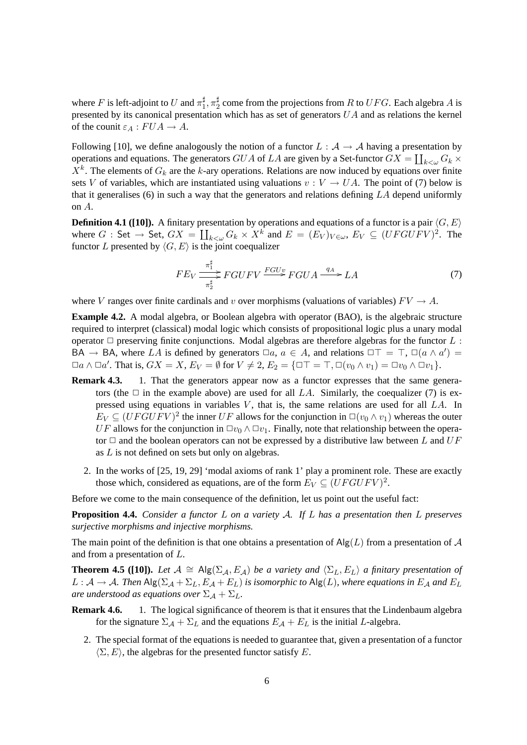where $F$ is left-adjoint to $U$ and $\pi_1^\sharp, \pi_2^\sharp$ come from the projections from $R$ to $UFG$. Each algebra $A$ is presented by its canonical presentation which has as set of generators $UA$ and as relations the kernel of the counit $\varepsilon_A : FUA \to A$.

Following [10], we define analogously the notion of a functor $L : \mathcal{A} \to \mathcal{A}$ having a presentation by operations and equations. The generators $GUA$ of $LA$ are given by a Set-functor $GX = \coprod_{k<\omega} G_k \times X^k$. The elements of $G_k$ are the $k$-ary operations. Relations are now induced by equations over finite sets $V$ of variables, which are instantiated using valuations $v : V \to UA$. The point of (7) below is that it generalises (6) in such a way that the generators and relations defining $LA$ depend uniformly on $A$.

**Definition 4.1 ([10]).** A finitary presentation by operations and equations of a functor is a pair $\langle G, E\rangle$ where $G : \mathsf{Set} \to \mathsf{Set}$, $GX = \coprod_{k<\omega} G_k \times X^k$ and $E = (E_V)_{V\in\omega}$, $E_V \subseteq (UFGUFV)^2$. The functor $L$ presented by $\langle G, E\rangle$ is the joint coequalizer

$$FE_V \underset{\pi_2^\sharp}{\overset{\pi_1^\sharp}{\rightrightarrows}} FGUFV \xrightarrow{FGUv} FGUA \xrightarrow{q_A} LA \tag{7}$$

where $V$ ranges over finite cardinals and $v$ over morphisms (valuations of variables) $FV \to A$.

**Example 4.2.** A modal algebra, or Boolean algebra with operator (BAO), is the algebraic structure required to interpret (classical) modal logic which consists of propositional logic plus a unary modal operator $\Box$ preserving finite conjunctions. Modal algebras are therefore algebras for the functor $L : \mathsf{BA} \to \mathsf{BA}$, where $LA$ is defined by generators $\Box a$, $a \in A$, and relations $\Box\top = \top$, $\Box(a \wedge a') = \Box a \wedge \Box a'$. That is, $GX = X$, $E_V = \emptyset$ for $V \neq 2$, $E_2 = \{\Box\top = \top, \Box(v_0 \wedge v_1) = \Box v_0 \wedge \Box v_1\}$.

**Remark 4.3.**

1. That the generators appear now as a functor expresses that the same generators (the $\Box$ in the example above) are used for all $LA$. Similarly, the coequalizer (7) is expressed using equations in variables $V$, that is, the same relations are used for all $LA$. In $E_V \subseteq (UFGUFV)^2$ the inner $UF$ allows for the conjunction in $\Box(v_0 \wedge v_1)$ whereas the outer $UF$ allows for the conjunction in $\Box v_0 \wedge \Box v_1$. Finally, note that relationship between the operator $\Box$ and the boolean operators can not be expressed by a distributive law between $L$ and $UF$ as $L$ is not defined on sets but only on algebras.
2. In the works of [25, 19, 29] 'modal axioms of rank 1' play a prominent role. These are exactly those which, considered as equations, are of the form $E_V \subseteq (UFGUFV)^2$.

Before we come to the main consequence of the definition, let us point out the useful fact:

**Proposition 4.4.** *Consider a functor $L$ on a variety $\mathcal{A}$. If $L$ has a presentation then $L$ preserves surjective morphisms and injective morphisms.*

The main point of the definition is that one obtains a presentation of $\mathsf{Alg}(L)$ from a presentation of $\mathcal{A}$ and from a presentation of $L$.

**Theorem 4.5 ([10]).** *Let $\mathcal{A} \cong \mathsf{Alg}(\Sigma_\mathcal{A}, E_\mathcal{A})$ be a variety and $\langle \Sigma_L, E_L\rangle$ a finitary presentation of $L : \mathcal{A} \to \mathcal{A}$. Then $\mathsf{Alg}(\Sigma_\mathcal{A} + \Sigma_L, E_\mathcal{A} + E_L)$ is isomorphic to $\mathsf{Alg}(L)$, where equations in $E_\mathcal{A}$ and $E_L$ are understood as equations over $\Sigma_\mathcal{A} + \Sigma_L$.*

**Remark 4.6.**

1. The logical significance of theorem is that it ensures that the Lindenbaum algebra for the signature $\Sigma_\mathcal{A} + \Sigma_L$ and the equations $E_\mathcal{A} + E_L$ is the initial $L$-algebra.
2. The special format of the equations is needed to guarantee that, given a presentation of a functor $\langle \Sigma, E\rangle$, the algebras for the presented functor satisfy $E$.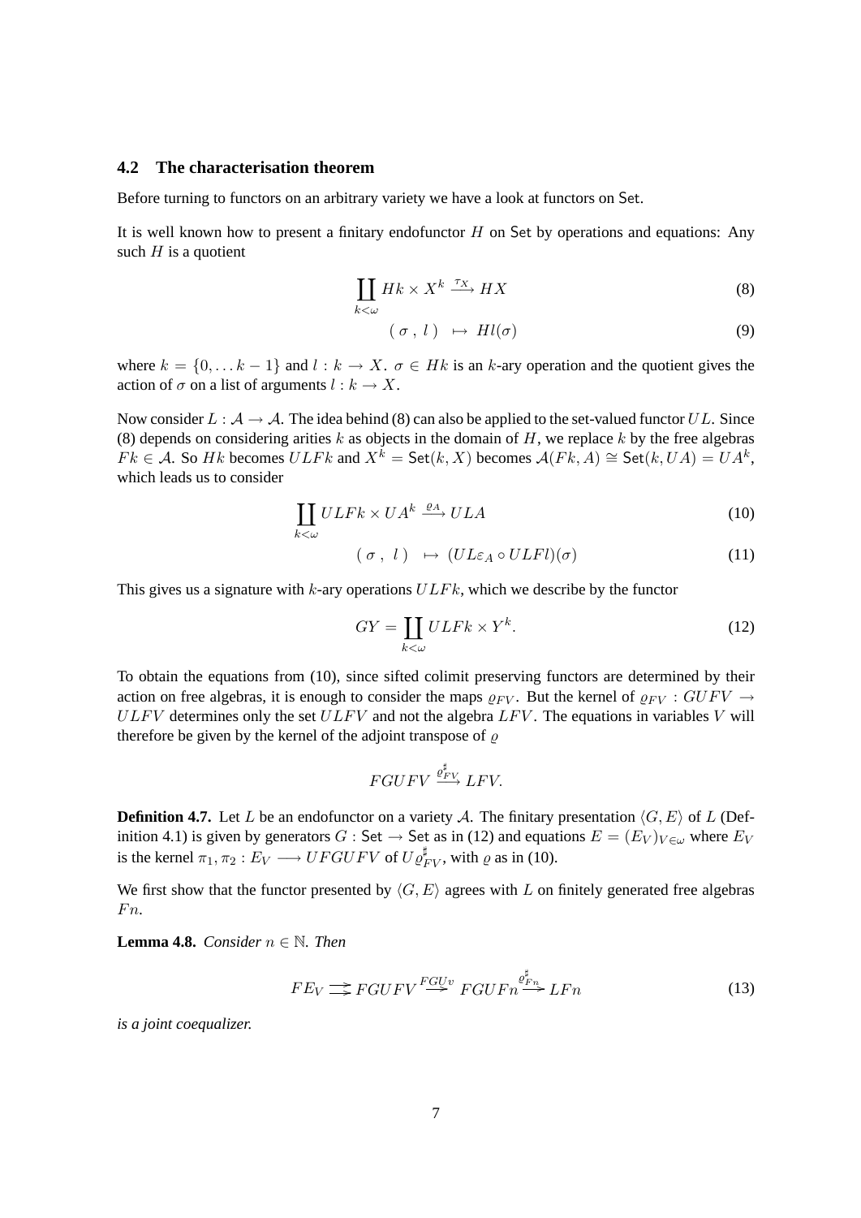### 4.2 The characterisation theorem

Before turning to functors on an arbitrary variety we have a look at functors on Set.

It is well known how to present a finitary endofunctor $H$ on Set by operations and equations: Any such $H$ is a quotient

$$\coprod_{k<\omega} Hk \times X^k \xrightarrow{\tau_X} HX \tag{8}$$

$$(\ \sigma\ ,\ l\ )\ \mapsto\ Hl(\sigma) \tag{9}$$

where $k = \{0, \dots k-1\}$ and $l : k \to X$. $\sigma \in Hk$ is an $k$-ary operation and the quotient gives the action of $\sigma$ on a list of arguments $l : k \to X$.

Now consider $L : \mathcal{A} \to \mathcal{A}$. The idea behind (8) can also be applied to the set-valued functor $UL$. Since (8) depends on considering arities $k$ as objects in the domain of $H$, we replace $k$ by the free algebras $Fk \in \mathcal{A}$. So $Hk$ becomes $ULFk$ and $X^k = \mathsf{Set}(k, X)$ becomes $\mathcal{A}(Fk, A) \cong \mathsf{Set}(k, UA) = UA^k$, which leads us to consider

$$\coprod_{k<\omega} ULFk \times UA^k \xrightarrow{\varrho_A} ULA \tag{10}$$

$$(\ \sigma\ ,\ l\ )\ \mapsto\ (UL\varepsilon_A \circ ULFl)(\sigma) \tag{11}$$

This gives us a signature with $k$-ary operations $ULFk$, which we describe by the functor

$$GY = \coprod_{k<\omega} ULFk \times Y^k. \tag{12}$$

To obtain the equations from (10), since sifted colimit preserving functors are determined by their action on free algebras, it is enough to consider the maps $\varrho_{FV}$. But the kernel of $\varrho_{FV} : GUFV \to ULFV$ determines only the set $ULFV$ and not the algebra $LFV$. The equations in variables $V$ will therefore be given by the kernel of the adjoint transpose of $\varrho$

$$FGUFV \xrightarrow{\varrho^\sharp_{FV}} LFV.$$

**Definition 4.7.** Let $L$ be an endofunctor on a variety $\mathcal{A}$. The finitary presentation $\langle G, E\rangle$ of $L$ (Definition 4.1) is given by generators $G : \mathsf{Set} \to \mathsf{Set}$ as in (12) and equations $E = (E_V)_{V\in\omega}$ where $E_V$ is the kernel $\pi_1, \pi_2 : E_V \longrightarrow UFGUFV$ of $U\varrho^\sharp_{FV}$, with $\varrho$ as in (10).

We first show that the functor presented by $\langle G, E\rangle$ agrees with $L$ on finitely generated free algebras $Fn$.

**Lemma 4.8.** *Consider $n \in \mathbb{N}$. Then*

$$FE_V \rightrightarrows FGUFV \xrightarrow{FGUv} FGUFn \xrightarrow{\varrho^\sharp_{Fn}} LFn \tag{13}$$

*is a joint coequalizer.*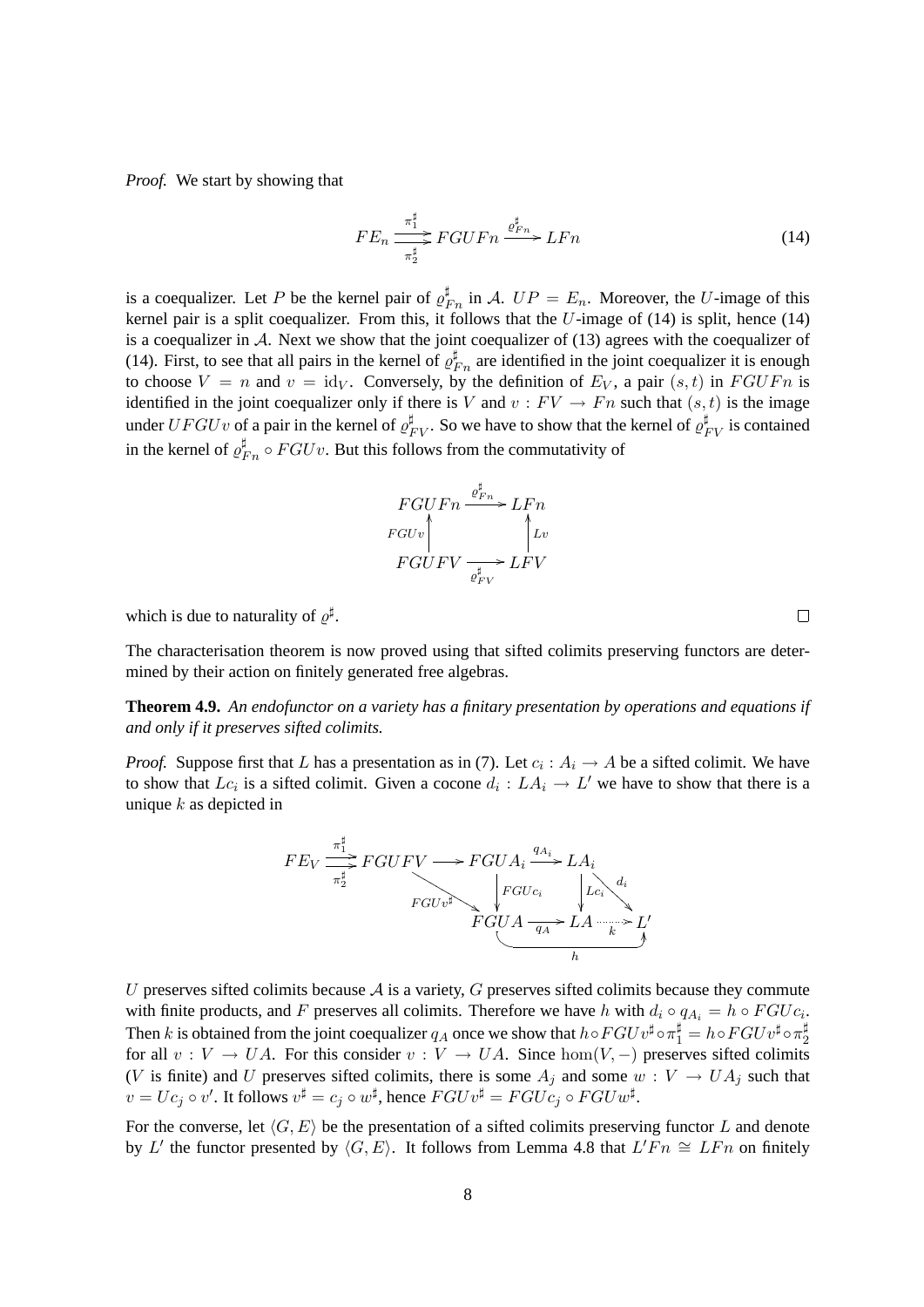*Proof.* We start by showing that

$$FE_n \underset{\pi_2^\sharp}{\overset{\pi_1^\sharp}{\rightrightarrows}} FGUFn \xrightarrow{\varrho^\sharp_{Fn}} LFn \tag{14}$$

is a coequalizer. Let $P$ be the kernel pair of $\varrho^\sharp_{Fn}$ in $\mathcal{A}$. $UP = E_n$. Moreover, the $U$-image of this kernel pair is a split coequalizer. From this, it follows that the $U$-image of (14) is split, hence (14) is a coequalizer in $\mathcal{A}$. Next we show that the joint coequalizer of (13) agrees with the coequalizer of (14). First, to see that all pairs in the kernel of $\varrho^\sharp_{Fn}$ are identified in the joint coequalizer it is enough to choose $V = n$ and $v = \mathrm{id}_V$. Conversely, by the definition of $E_V$, a pair $(s,t)$ in $FGUFn$ is identified in the joint coequalizer only if there is $V$ and $v : FV \to Fn$ such that $(s,t)$ is the image under $UFGUv$ of a pair in the kernel of $\varrho^\sharp_{FV}$. So we have to show that the kernel of $\varrho^\sharp_{FV}$ is contained in the kernel of $\varrho^\sharp_{Fn} \circ FGUv$. But this follows from the commutativity of

$$\begin{array}{ccc} FGUFn & \xrightarrow{\varrho^\sharp_{Fn}} & LFn \\ {\scriptstyle FGUv}\uparrow & & \uparrow{\scriptstyle Lv} \\ FGUFV & \xrightarrow[\varrho^\sharp_{FV}]{} & LFV \end{array}$$

which is due to naturality of $\varrho^\sharp$. ◻

The characterisation theorem is now proved using that sifted colimits preserving functors are determined by their action on finitely generated free algebras.

**Theorem 4.9.** *An endofunctor on a variety has a finitary presentation by operations and equations if and only if it preserves sifted colimits.*

*Proof.* Suppose first that $L$ has a presentation as in (7). Let $c_i : A_i \to A$ be a sifted colimit. We have to show that $Lc_i$ is a sifted colimit. Given a cocone $d_i : LA_i \to L'$ we have to show that there is a unique $k$ as depicted in

$$\begin{array}{ccccccc} FE_V \overset{\pi_1^\sharp}{\underset{\pi_2^\sharp}{\rightrightarrows}} FGUFV & \longrightarrow & FGUA_i & \xrightarrow{q_{A_i}} & LA_i & & \\ & {\scriptstyle FGUv^\sharp}\searrow & \downarrow{\scriptstyle FGUc_i} & & \downarrow{\scriptstyle Lc_i} & \searrow{\scriptstyle d_i} & \\ & & FGUA & \xrightarrow[q_A]{} & LA & \xrightarrow[k]{} & L' \end{array}$$

with $h : FGUA \to L'$ the composite along the bottom.

$U$ preserves sifted colimits because $\mathcal{A}$ is a variety, $G$ preserves sifted colimits because they commute with finite products, and $F$ preserves all colimits. Therefore we have $h$ with $d_i \circ q_{A_i} = h \circ FGUc_i$. Then $k$ is obtained from the joint coequalizer $q_A$ once we show that $h \circ FGUv^\sharp \circ \pi_1^\sharp = h \circ FGUv^\sharp \circ \pi_2^\sharp$ for all $v : V \to UA$. For this consider $v : V \to UA$. Since $\hom(V, -)$ preserves sifted colimits ($V$ is finite) and $U$ preserves sifted colimits, there is some $A_j$ and some $w : V \to UA_j$ such that $v = Uc_j \circ v'$. It follows $v^\sharp = c_j \circ w^\sharp$, hence $FGUv^\sharp = FGUc_j \circ FGUw^\sharp$.

For the converse, let $\langle G, E\rangle$ be the presentation of a sifted colimits preserving functor $L$ and denote by $L'$ the functor presented by $\langle G, E\rangle$. It follows from Lemma 4.8 that $L'Fn \cong LFn$ on finitely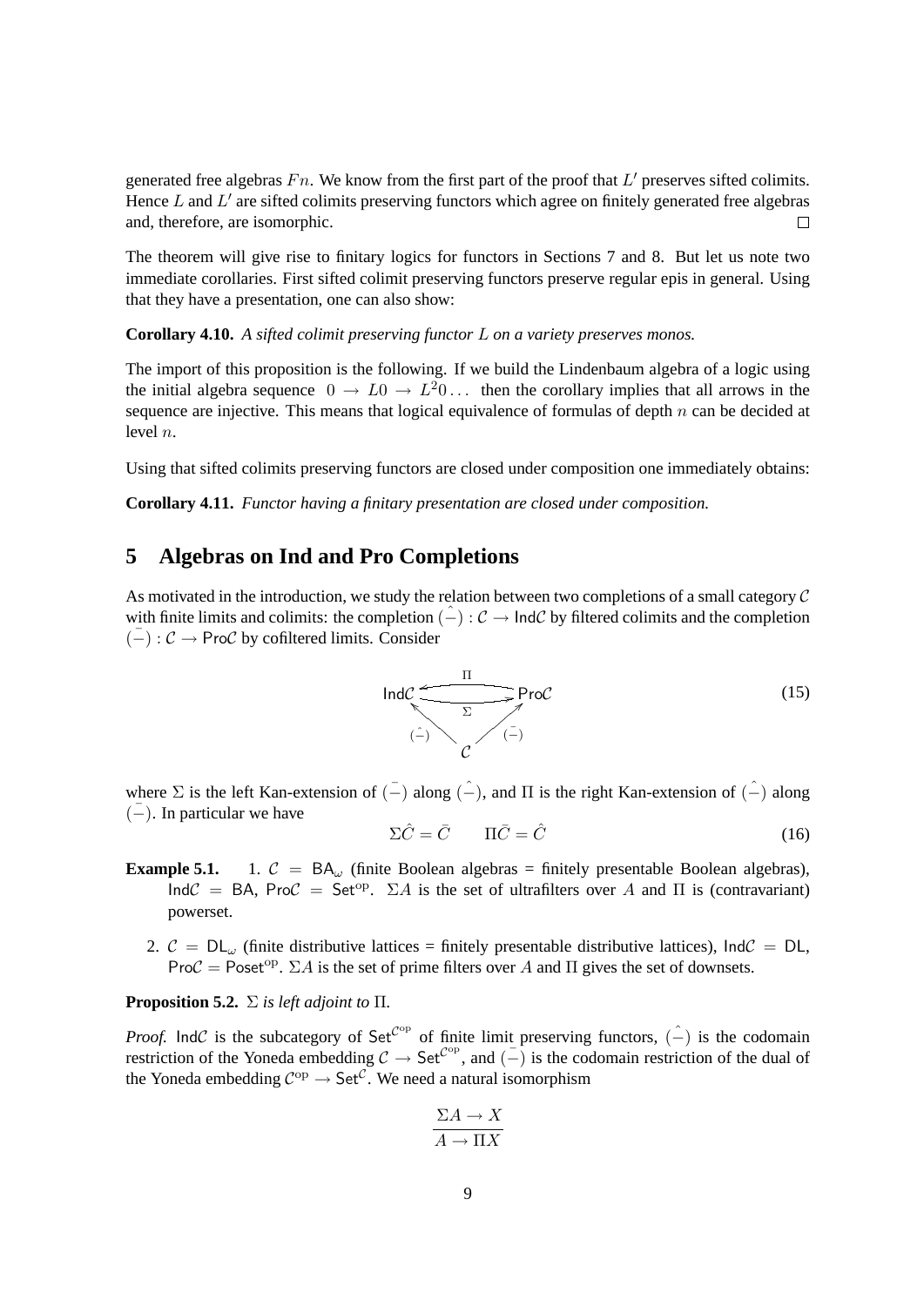generated free algebras $Fn$. We know from the first part of the proof that $L'$ preserves sifted colimits. Hence $L$ and $L'$ are sifted colimits preserving functors which agree on finitely generated free algebras and, therefore, are isomorphic. $\square$

The theorem will give rise to finitary logics for functors in Sections 7 and 8. But let us note two immediate corollaries. First sifted colimit preserving functors preserve regular epis in general. Using that they have a presentation, one can also show:

**Corollary 4.10.** *A sifted colimit preserving functor $L$ on a variety preserves monos.*

The import of this proposition is the following. If we build the Lindenbaum algebra of a logic using the initial algebra sequence $0 \to L0 \to L^2 0 \dots$ then the corollary implies that all arrows in the sequence are injective. This means that logical equivalence of formulas of depth $n$ can be decided at level $n$.

Using that sifted colimits preserving functors are closed under composition one immediately obtains:

**Corollary 4.11.** *Functor having a finitary presentation are closed under composition.*

## 5 Algebras on Ind and Pro Completions

As motivated in the introduction, we study the relation between two completions of a small category $\mathcal{C}$ with finite limits and colimits: the completion $\hat{(-)} : \mathcal{C} \to \mathsf{Ind}\mathcal{C}$ by filtered colimits and the completion $\bar{(-)} : \mathcal{C} \to \mathsf{Pro}\mathcal{C}$ by cofiltered limits. Consider

$$\begin{array}{ccc} \mathsf{Ind}\mathcal{C} & \underset{\Sigma}{\overset{\Pi}{\rightleftarrows}} & \mathsf{Pro}\mathcal{C} \\ & \hat{(-)} \nwarrow \quad \nearrow \bar{(-)} & \\ & \mathcal{C} & \end{array} \tag{15}$$

where $\Sigma$ is the left Kan-extension of $\bar{(-)}$ along $\hat{(-)}$, and $\Pi$ is the right Kan-extension of $\hat{(-)}$ along $\bar{(-)}$. In particular we have

$$\Sigma\hat{C} = \bar{C} \qquad \Pi\bar{C} = \hat{C} \tag{16}$$

**Example 5.1.**

1. $\mathcal{C} = \mathsf{BA}_\omega$ (finite Boolean algebras = finitely presentable Boolean algebras), $\mathsf{Ind}\mathcal{C} = \mathsf{BA}$, $\mathsf{Pro}\mathcal{C} = \mathsf{Set}^{\mathrm{op}}$. $\Sigma A$ is the set of ultrafilters over $A$ and $\Pi$ is (contravariant) powerset.

2. $\mathcal{C} = \mathsf{DL}_\omega$ (finite distributive lattices = finitely presentable distributive lattices), $\mathsf{Ind}\mathcal{C} = \mathsf{DL}$, $\mathsf{Pro}\mathcal{C} = \mathsf{Poset}^{\mathrm{op}}$. $\Sigma A$ is the set of prime filters over $A$ and $\Pi$ gives the set of downsets.

**Proposition 5.2.** *$\Sigma$ is left adjoint to $\Pi$.*

*Proof.* $\mathsf{Ind}\mathcal{C}$ is the subcategory of $\mathsf{Set}^{\mathcal{C}^{\mathrm{op}}}$ of finite limit preserving functors, $\hat{(-)}$ is the codomain restriction of the Yoneda embedding $\mathcal{C} \to \mathsf{Set}^{\mathcal{C}^{\mathrm{op}}}$, and $\bar{(-)}$ is the codomain restriction of the dual of the Yoneda embedding $\mathcal{C}^{\mathrm{op}} \to \mathsf{Set}^{\mathcal{C}}$. We need a natural isomorphism

$$\frac{\Sigma A \to X}{A \to \Pi X}$$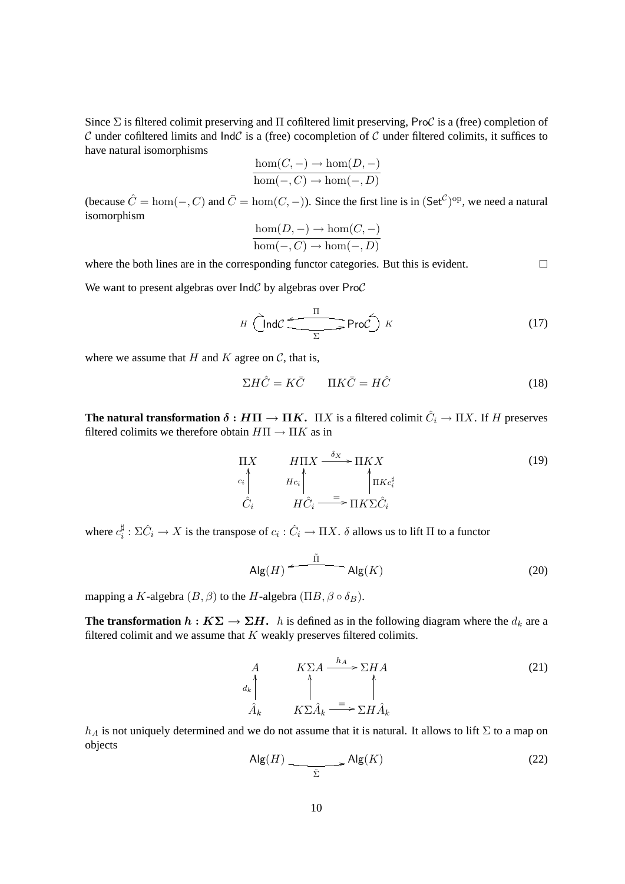Since $\Sigma$ is filtered colimit preserving and $\Pi$ cofiltered limit preserving, $\mathsf{Pro}\mathcal{C}$ is a (free) completion of $\mathcal{C}$ under cofiltered limits and $\mathsf{Ind}\mathcal{C}$ is a (free) cocompletion of $\mathcal{C}$ under filtered colimits, it suffices to have natural isomorphisms

$$\frac{\hom(C,-) \to \hom(D,-)}{\hom(-,C) \to \hom(-,D)}$$

(because $\hat{C} = \hom(-,C)$ and $\bar{C} = \hom(C,-)$). Since the first line is in $(\mathsf{Set}^{\mathcal{C}})^{\mathrm{op}}$, we need a natural isomorphism

$$\frac{\hom(D,-) \to \hom(C,-)}{\hom(-,C) \to \hom(-,D)}$$

where the both lines are in the corresponding functor categories. But this is evident. $\square$

We want to present algebras over $\mathsf{Ind}\mathcal{C}$ by algebras over $\mathsf{Pro}\mathcal{C}$

$$H \circlearrowright \mathsf{Ind}\mathcal{C} \underset{\Sigma}{\overset{\Pi}{\rightleftarrows}} \mathsf{Pro}\mathcal{C} \circlearrowleft K \tag{17}$$

where we assume that $H$ and $K$ agree on $\mathcal{C}$, that is,

$$\Sigma H\hat{C} = K\bar{C} \qquad \Pi K\bar{C} = H\hat{C} \tag{18}$$

**The natural transformation $\delta : H\Pi \to \Pi K$.** $\Pi X$ is a filtered colimit $\hat{C}_i \to \Pi X$. If $H$ preserves filtered colimits we therefore obtain $H\Pi \to \Pi K$ as in

$$\begin{array}{ccccc} \Pi X & \qquad & H\Pi X & \xrightarrow{\delta_X} & \Pi K X \\ {\scriptstyle c_i}\uparrow & & {\scriptstyle Hc_i}\uparrow & & \uparrow{\scriptstyle \Pi K c_i^\sharp} \\ \hat{C}_i & & H\hat{C}_i & \xrightarrow{=} & \Pi K \Sigma \hat{C}_i \end{array} \tag{19}$$

where $c_i^\sharp : \Sigma\hat{C}_i \to X$ is the transpose of $c_i : \hat{C}_i \to \Pi X$. $\delta$ allows us to lift $\Pi$ to a functor

$$\mathsf{Alg}(H) \xleftarrow{\tilde{\Pi}} \mathsf{Alg}(K) \tag{20}$$

mapping a $K$-algebra $(B,\beta)$ to the $H$-algebra $(\Pi B, \beta \circ \delta_B)$.

**The transformation $h : K\Sigma \to \Sigma H$.** $h$ is defined as in the following diagram where the $d_k$ are a filtered colimit and we assume that $K$ weakly preserves filtered colimits.

$$\begin{array}{ccccc} A & \qquad & K\Sigma A & \xrightarrow{h_A} & \Sigma H A \\ {\scriptstyle d_k}\uparrow & & \uparrow & & \uparrow \\ \hat{A}_k & & K\Sigma\hat{A}_k & \xrightarrow{=} & \Sigma H \hat{A}_k \end{array} \tag{21}$$

$h_A$ is not uniquely determined and we do not assume that it is natural. It allows to lift $\Sigma$ to a map on objects

$$\mathsf{Alg}(H) \xrightarrow[\tilde{\Sigma}]{} \mathsf{Alg}(K) \tag{22}$$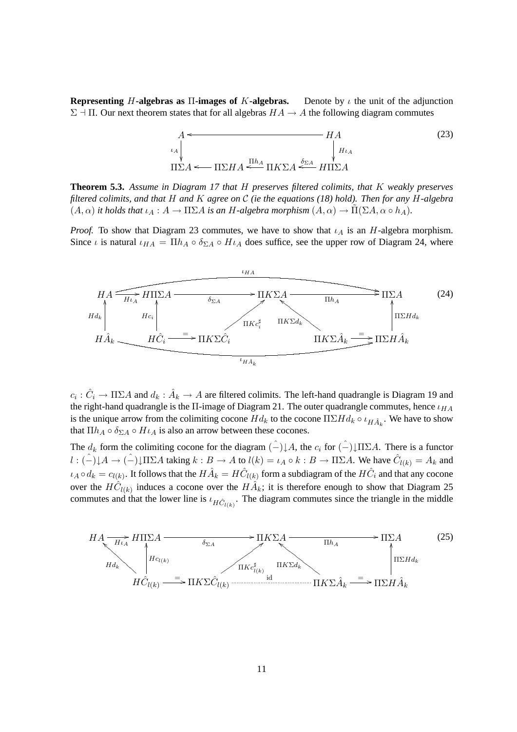**Representing $H$-algebras as $\Pi$-images of $K$-algebras.** Denote by $\iota$ the unit of the adjunction $\Sigma \dashv \Pi$. Our next theorem states that for all algebras $HA \to A$ the following diagram commutes

$$
\begin{array}{ccccccc}
A & \longleftarrow & & & & & HA \\
\downarrow{\scriptstyle \iota_A} & & & & & & \downarrow{\scriptstyle H\iota_A} \\
\Pi\Sigma A & \longleftarrow & \Pi\Sigma HA & \xleftarrow{\Pi h_A} & \Pi K\Sigma A & \xleftarrow{\delta_{\Sigma A}} & H\Pi\Sigma A
\end{array}
\tag{23}
$$

**Theorem 5.3.** *Assume in Diagram 17 that $H$ preserves filtered colimits, that $K$ weakly preserves filtered colimits, and that $H$ and $K$ agree on $\mathcal{C}$ (ie the equations (18) hold). Then for any $H$-algebra $(A, \alpha)$ it holds that $\iota_A : A \to \Pi\Sigma A$ is an $H$-algebra morphism $(A, \alpha) \to \tilde{\Pi}(\Sigma A, \alpha \circ h_A)$.*

*Proof.* To show that Diagram 23 commutes, we have to show that $\iota_A$ is an $H$-algebra morphism. Since $\iota$ is natural $\iota_{HA} = \Pi h_A \circ \delta_{\Sigma A} \circ H\iota_A$ does suffice, see the upper row of Diagram 24, where

$$
\begin{array}{ccccccc}
HA & \xrightarrow{H\iota_A} & H\Pi\Sigma A & \xrightarrow{\delta_{\Sigma A}} & \Pi K\Sigma A & \xrightarrow{\Pi h_A} & \Pi\Sigma A \\
\uparrow{\scriptstyle Hd_k} & & \uparrow{\scriptstyle Hc_i} & \nearrow{\scriptstyle \Pi K c_i^\sharp} & & \nwarrow{\scriptstyle \Pi K\Sigma d_k} & \uparrow{\scriptstyle \Pi\Sigma H d_k} \\
H\hat{A}_k & & H\hat{C}_i \xrightarrow{=} \Pi K\Sigma\hat{C}_i & & & \Pi K\Sigma\hat{A}_k \xrightarrow{=} & \Pi\Sigma H\hat{A}_k
\end{array}
\tag{24}
$$

(with the upper arc $\iota_{HA}: HA \to \Pi\Sigma A$ and the lower arc $\iota_{H\hat{A}_k}: H\hat{A}_k \to \Pi\Sigma H\hat{A}_k$)

$c_i : \hat{C}_i \to \Pi\Sigma A$ and $d_k : \hat{A}_k \to A$ are filtered colimits. The left-hand quadrangle is Diagram 19 and the right-hand quadrangle is the $\Pi$-image of Diagram 21. The outer quadrangle commutes, hence $\iota_{HA}$ is the unique arrow from the colimiting cocone $Hd_k$ to the cocone $\Pi\Sigma H d_k \circ \iota_{H\hat{A}_k}$. We have to show that $\Pi h_A \circ \delta_{\Sigma A} \circ H\iota_A$ is also an arrow between these cocones.

The $d_k$ form the colimiting cocone for the diagram $(\hat{-})\!\downarrow\! A$, the $c_i$ for $(\hat{-})\!\downarrow\!\Pi\Sigma A$. There is a functor $l : (\hat{-})\!\downarrow\! A \to (\hat{-})\!\downarrow\!\Pi\Sigma A$ taking $k : B \to A$ to $l(k) = \iota_A \circ k : B \to \Pi\Sigma A$. We have $\hat{C}_{l(k)} = A_k$ and $\iota_A \circ d_k = c_{l(k)}$. It follows that the $H\hat{A}_k = H\hat{C}_{l(k)}$ form a subdiagram of the $H\hat{C}_i$ and that any cocone over the $H\hat{C}_{l(k)}$ induces a cocone over the $H\hat{A}_k$; it is therefore enough to show that Diagram 25 commutes and that the lower line is $\iota_{H\hat{C}_{l(k)}}$. The diagram commutes since the triangle in the middle

$$
\begin{array}{ccccccc}
HA & \xrightarrow{H\iota_A} & H\Pi\Sigma A & \xrightarrow{\delta_{\Sigma A}} & \Pi K\Sigma A & \xrightarrow{\Pi h_A} & \Pi\Sigma A \\
& \nwarrow{\scriptstyle Hd_k} & \uparrow{\scriptstyle Hc_{l(k)}} & \nearrow{\scriptstyle \Pi K c_{l(k)}^\sharp} & & \nwarrow{\scriptstyle \Pi K\Sigma d_k} & \uparrow{\scriptstyle \Pi\Sigma H d_k} \\
& & H\hat{C}_{l(k)} \xrightarrow{=} \Pi K\Sigma\hat{C}_{l(k)} & \overset{\mathrm{id}}{\cdots\cdots} & \Pi K\Sigma\hat{A}_k & \xrightarrow{=} & \Pi\Sigma H\hat{A}_k
\end{array}
\tag{25}
$$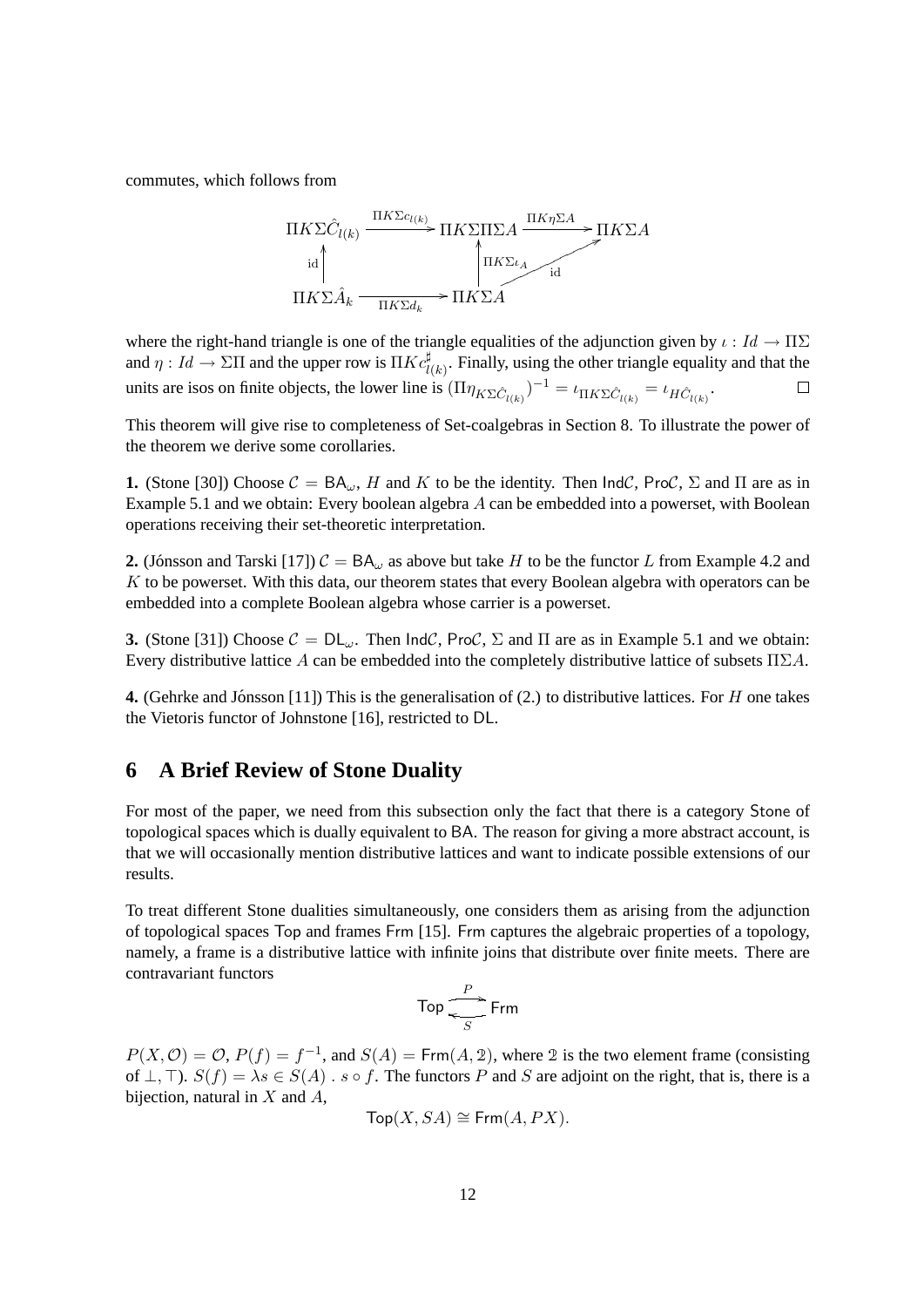commutes, which follows from

$$\begin{array}{ccccc}
\Pi K\Sigma\hat{C}_{l(k)} & \xrightarrow{\Pi K\Sigma c_{l(k)}} & \Pi K\Sigma\Pi\Sigma A & \xrightarrow{\Pi K\eta\Sigma A} & \Pi K\Sigma A \\
\uparrow{\scriptstyle \mathrm{id}} & & \uparrow{\scriptstyle \Pi K\Sigma\iota_A} & \nearrow{\scriptstyle \mathrm{id}} & \\
\Pi K\Sigma\hat{A}_k & \xrightarrow[\Pi K\Sigma d_k]{} & \Pi K\Sigma A & &
\end{array}$$

where the right-hand triangle is one of the triangle equalities of the adjunction given by $\iota : Id \to \Pi\Sigma$ and $\eta : Id \to \Sigma\Pi$ and the upper row is $\Pi K c^\sharp_{l(k)}$. Finally, using the other triangle equality and that the units are isos on finite objects, the lower line is $(\Pi\eta_{K\Sigma\hat{C}_{l(k)}})^{-1} = \iota_{\Pi K\Sigma\hat{C}_{l(k)}} = \iota_{H\hat{C}_{l(k)}}$. $\square$

This theorem will give rise to completeness of Set-coalgebras in Section 8. To illustrate the power of the theorem we derive some corollaries.

**1.** (Stone [30]) Choose $\mathcal{C} = \mathsf{BA}_\omega$, $H$ and $K$ to be the identity. Then $\mathsf{Ind}\mathcal{C}$, $\mathsf{Pro}\mathcal{C}$, $\Sigma$ and $\Pi$ are as in Example 5.1 and we obtain: Every boolean algebra $A$ can be embedded into a powerset, with Boolean operations receiving their set-theoretic interpretation.

**2.** (Jónsson and Tarski [17]) $\mathcal{C} = \mathsf{BA}_\omega$ as above but take $H$ to be the functor $L$ from Example 4.2 and $K$ to be powerset. With this data, our theorem states that every Boolean algebra with operators can be embedded into a complete Boolean algebra whose carrier is a powerset.

**3.** (Stone [31]) Choose $\mathcal{C} = \mathsf{DL}_\omega$. Then $\mathsf{Ind}\mathcal{C}$, $\mathsf{Pro}\mathcal{C}$, $\Sigma$ and $\Pi$ are as in Example 5.1 and we obtain: Every distributive lattice $A$ can be embedded into the completely distributive lattice of subsets $\Pi\Sigma A$.

**4.** (Gehrke and Jónsson [11]) This is the generalisation of (2.) to distributive lattices. For $H$ one takes the Vietoris functor of Johnstone [16], restricted to $\mathsf{DL}$.

## 6 A Brief Review of Stone Duality

For most of the paper, we need from this subsection only the fact that there is a category $\mathsf{Stone}$ of topological spaces which is dually equivalent to $\mathsf{BA}$. The reason for giving a more abstract account, is that we will occasionally mention distributive lattices and want to indicate possible extensions of our results.

To treat different Stone dualities simultaneously, one considers them as arising from the adjunction of topological spaces $\mathsf{Top}$ and frames $\mathsf{Frm}$ [15]. $\mathsf{Frm}$ captures the algebraic properties of a topology, namely, a frame is a distributive lattice with infinite joins that distribute over finite meets. There are contravariant functors

$$\mathsf{Top} \underset{S}{\overset{P}{\rightleftarrows}} \mathsf{Frm}$$

$P(X, \mathcal{O}) = \mathcal{O}$, $P(f) = f^{-1}$, and $S(A) = \mathsf{Frm}(A, \mathbb{2})$, where $\mathbb{2}$ is the two element frame (consisting of $\bot, \top$). $S(f) = \lambda s \in S(A) \,.\, s \circ f$. The functors $P$ and $S$ are adjoint on the right, that is, there is a bijection, natural in $X$ and $A$,

$$\mathsf{Top}(X, SA) \cong \mathsf{Frm}(A, PX).$$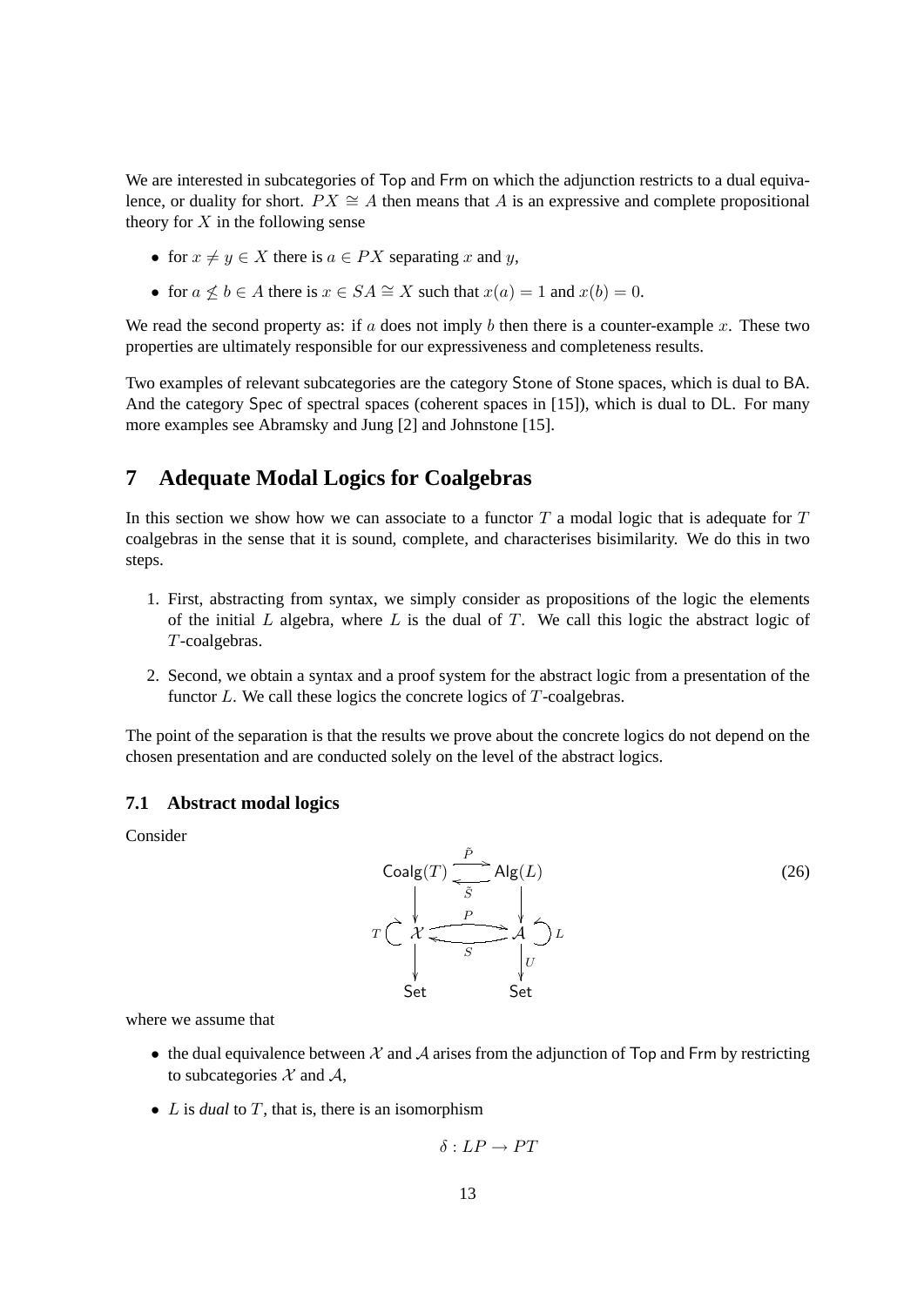We are interested in subcategories of Top and Frm on which the adjunction restricts to a dual equivalence, or duality for short. $PX \cong A$ then means that $A$ is an expressive and complete propositional theory for $X$ in the following sense

- for $x \neq y \in X$ there is $a \in PX$ separating $x$ and $y$,
- for $a \not\leq b \in A$ there is $x \in SA \cong X$ such that $x(a) = 1$ and $x(b) = 0$.

We read the second property as: if $a$ does not imply $b$ then there is a counter-example $x$. These two properties are ultimately responsible for our expressiveness and completeness results.

Two examples of relevant subcategories are the category Stone of Stone spaces, which is dual to BA. And the category Spec of spectral spaces (coherent spaces in [15]), which is dual to DL. For many more examples see Abramsky and Jung [2] and Johnstone [15].

## 7 Adequate Modal Logics for Coalgebras

In this section we show how we can associate to a functor $T$ a modal logic that is adequate for $T$ coalgebras in the sense that it is sound, complete, and characterises bisimilarity. We do this in two steps.

1. First, abstracting from syntax, we simply consider as propositions of the logic the elements of the initial $L$ algebra, where $L$ is the dual of $T$. We call this logic the abstract logic of $T$-coalgebras.
2. Second, we obtain a syntax and a proof system for the abstract logic from a presentation of the functor $L$. We call these logics the concrete logics of $T$-coalgebras.

The point of the separation is that the results we prove about the concrete logics do not depend on the chosen presentation and are conducted solely on the level of the abstract logics.

### 7.1 Abstract modal logics

Consider

$$
\begin{array}{ccc}
\mathsf{Coalg}(T) & \underset{\tilde{S}}{\overset{\tilde{P}}{\rightleftarrows}} & \mathsf{Alg}(L) \\
\downarrow & & \downarrow \\
T \circlearrowright \mathcal{X} & \underset{S}{\overset{P}{\rightleftarrows}} & \mathcal{A} \circlearrowleft L \\
\downarrow & & \downarrow U \\
\mathsf{Set} & & \mathsf{Set}
\end{array}
\tag{26}
$$

where we assume that

- the dual equivalence between $\mathcal{X}$ and $\mathcal{A}$ arises from the adjunction of Top and Frm by restricting to subcategories $\mathcal{X}$ and $\mathcal{A}$,
- $L$ is *dual* to $T$, that is, there is an isomorphism

$$\delta : LP \to PT$$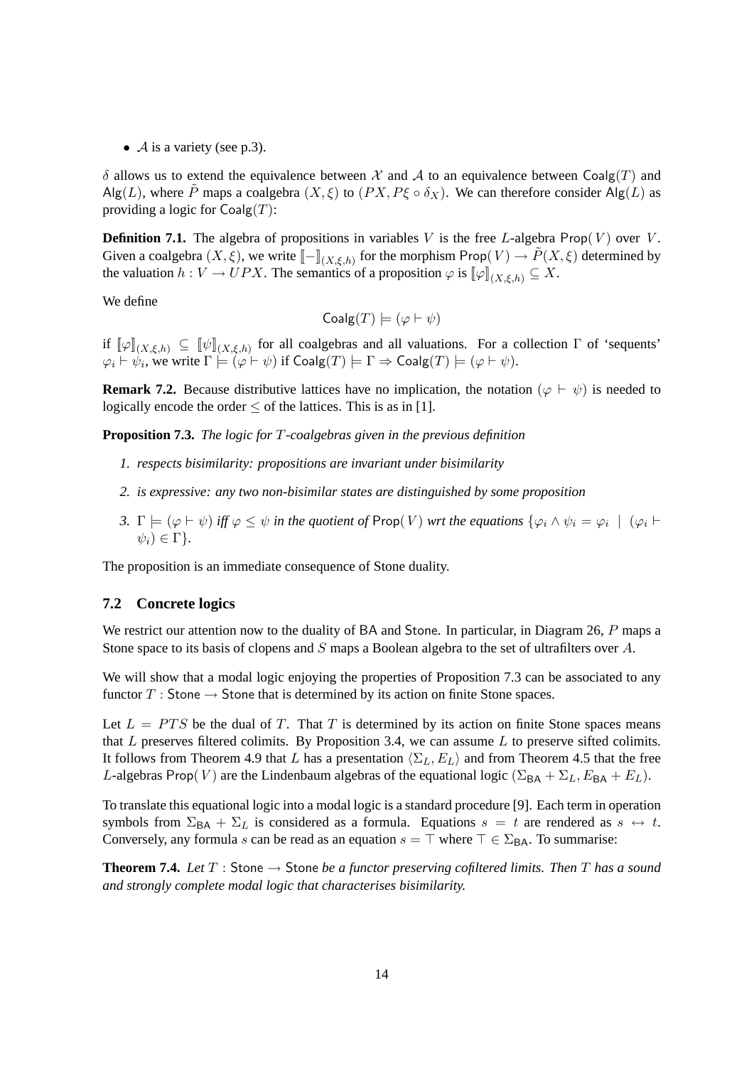- $\mathcal{A}$ is a variety (see p.3).

$\delta$ allows us to extend the equivalence between $\mathcal{X}$ and $\mathcal{A}$ to an equivalence between $\mathsf{Coalg}(T)$ and $\mathsf{Alg}(L)$, where $\tilde{P}$ maps a coalgebra $(X, \xi)$ to $(PX, P\xi \circ \delta_X)$. We can therefore consider $\mathsf{Alg}(L)$ as providing a logic for $\mathsf{Coalg}(T)$:

**Definition 7.1.** The algebra of propositions in variables $V$ is the free $L$-algebra $\mathsf{Prop}(V)$ over $V$. Given a coalgebra $(X, \xi)$, we write $[\![-]\!]_{(X,\xi,h)}$ for the morphism $\mathsf{Prop}(V) \to \tilde{P}(X, \xi)$ determined by the valuation $h : V \to UPX$. The semantics of a proposition $\varphi$ is $[\![\varphi]\!]_{(X,\xi,h)} \subseteq X$.

We define

$$\mathsf{Coalg}(T) \models (\varphi \vdash \psi)$$

if $[\![\varphi]\!]_{(X,\xi,h)} \subseteq [\![\psi]\!]_{(X,\xi,h)}$ for all coalgebras and all valuations. For a collection $\Gamma$ of 'sequents' $\varphi_i \vdash \psi_i$, we write $\Gamma \models (\varphi \vdash \psi)$ if $\mathsf{Coalg}(T) \models \Gamma \Rightarrow \mathsf{Coalg}(T) \models (\varphi \vdash \psi)$.

**Remark 7.2.** Because distributive lattices have no implication, the notation $(\varphi \vdash \psi)$ is needed to logically encode the order $\leq$ of the lattices. This is as in [1].

**Proposition 7.3.** *The logic for $T$-coalgebras given in the previous definition*

1. *respects bisimilarity: propositions are invariant under bisimilarity*
2. *is expressive: any two non-bisimilar states are distinguished by some proposition*
3. *$\Gamma \models (\varphi \vdash \psi)$ iff $\varphi \leq \psi$ in the quotient of $\mathsf{Prop}(V)$ wrt the equations $\{\varphi_i \wedge \psi_i = \varphi_i \mid (\varphi_i \vdash \psi_i) \in \Gamma\}$.*

The proposition is an immediate consequence of Stone duality.

### 7.2 Concrete logics

We restrict our attention now to the duality of $\mathsf{BA}$ and $\mathsf{Stone}$. In particular, in Diagram 26, $P$ maps a Stone space to its basis of clopens and $S$ maps a Boolean algebra to the set of ultrafilters over $A$.

We will show that a modal logic enjoying the properties of Proposition 7.3 can be associated to any functor $T : \mathsf{Stone} \to \mathsf{Stone}$ that is determined by its action on finite Stone spaces.

Let $L = PTS$ be the dual of $T$. That $T$ is determined by its action on finite Stone spaces means that $L$ preserves filtered colimits. By Proposition 3.4, we can assume $L$ to preserve sifted colimits. It follows from Theorem 4.9 that $L$ has a presentation $\langle \Sigma_L, E_L \rangle$ and from Theorem 4.5 that the free $L$-algebras $\mathsf{Prop}(V)$ are the Lindenbaum algebras of the equational logic $(\Sigma_{\mathsf{BA}} + \Sigma_L, E_{\mathsf{BA}} + E_L)$.

To translate this equational logic into a modal logic is a standard procedure [9]. Each term in operation symbols from $\Sigma_{\mathsf{BA}} + \Sigma_L$ is considered as a formula. Equations $s = t$ are rendered as $s \leftrightarrow t$. Conversely, any formula $s$ can be read as an equation $s = \top$ where $\top \in \Sigma_{\mathsf{BA}}$. To summarise:

**Theorem 7.4.** *Let $T : \mathsf{Stone} \to \mathsf{Stone}$ be a functor preserving cofiltered limits. Then $T$ has a sound and strongly complete modal logic that characterises bisimilarity.*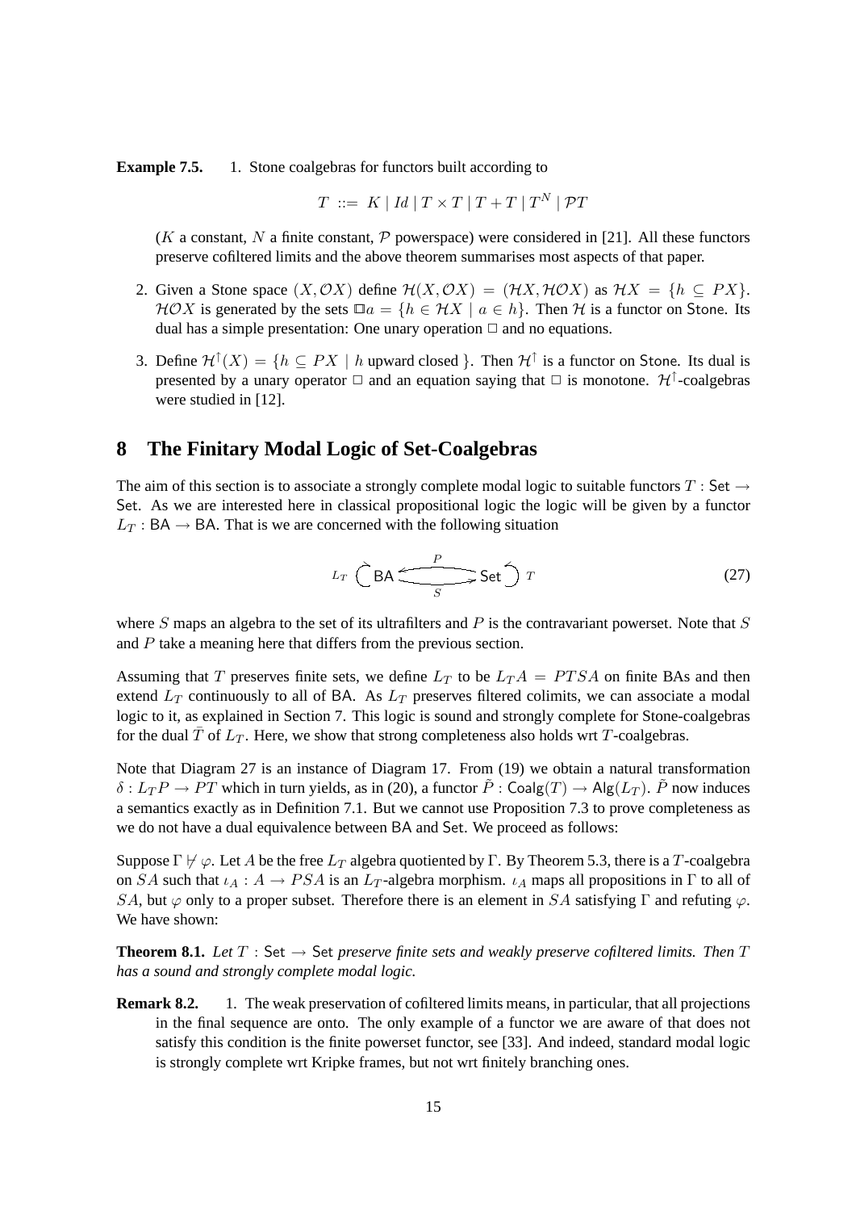**Example 7.5.** 1. Stone coalgebras for functors built according to

$$T ::= K \mid Id \mid T \times T \mid T + T \mid T^N \mid \mathcal{P}T$$

($K$ a constant, $N$ a finite constant, $\mathcal{P}$ powerspace) were considered in [21]. All these functors preserve cofiltered limits and the above theorem summarises most aspects of that paper.

2. Given a Stone space $(X, \mathcal{O}X)$ define $\mathcal{H}(X, \mathcal{O}X) = (\mathcal{H}X, \mathcal{H}\mathcal{O}X)$ as $\mathcal{H}X = \{h \subseteq PX\}$. $\mathcal{H}\mathcal{O}X$ is generated by the sets $\Box a = \{h \in \mathcal{H}X \mid a \in h\}$. Then $\mathcal{H}$ is a functor on Stone. Its dual has a simple presentation: One unary operation $\Box$ and no equations.

3. Define $\mathcal{H}^{\uparrow}(X) = \{h \subseteq PX \mid h \text{ upward closed }\}$. Then $\mathcal{H}^{\uparrow}$ is a functor on Stone. Its dual is presented by a unary operator $\Box$ and an equation saying that $\Box$ is monotone. $\mathcal{H}^{\uparrow}$-coalgebras were studied in [12].

# 8 The Finitary Modal Logic of Set-Coalgebras

The aim of this section is to associate a strongly complete modal logic to suitable functors $T : \mathsf{Set} \to \mathsf{Set}$. As we are interested here in classical propositional logic the logic will be given by a functor $L_T : \mathsf{BA} \to \mathsf{BA}$. That is we are concerned with the following situation

$$L_T \circlearrowright \mathsf{BA} \underset{S}{\overset{P}{\rightleftarrows}} \mathsf{Set} \circlearrowleft T \tag{27}$$

where $S$ maps an algebra to the set of its ultrafilters and $P$ is the contravariant powerset. Note that $S$ and $P$ take a meaning here that differs from the previous section.

Assuming that $T$ preserves finite sets, we define $L_T$ to be $L_T A = PTSA$ on finite BAs and then extend $L_T$ continuously to all of BA. As $L_T$ preserves filtered colimits, we can associate a modal logic to it, as explained in Section 7. This logic is sound and strongly complete for Stone-coalgebras for the dual $\bar{T}$ of $L_T$. Here, we show that strong completeness also holds wrt $T$-coalgebras.

Note that Diagram 27 is an instance of Diagram 17. From (19) we obtain a natural transformation $\delta : L_T P \to PT$ which in turn yields, as in (20), a functor $\tilde{P} : \mathsf{Coalg}(T) \to \mathsf{Alg}(L_T)$. $\tilde{P}$ now induces a semantics exactly as in Definition 7.1. But we cannot use Proposition 7.3 to prove completeness as we do not have a dual equivalence between BA and Set. We proceed as follows:

Suppose $\Gamma \not\vdash \varphi$. Let $A$ be the free $L_T$ algebra quotiented by $\Gamma$. By Theorem 5.3, there is a $T$-coalgebra on $SA$ such that $\iota_A : A \to PSA$ is an $L_T$-algebra morphism. $\iota_A$ maps all propositions in $\Gamma$ to all of $SA$, but $\varphi$ only to a proper subset. Therefore there is an element in $SA$ satisfying $\Gamma$ and refuting $\varphi$. We have shown:

**Theorem 8.1.** *Let $T : \mathsf{Set} \to \mathsf{Set}$ preserve finite sets and weakly preserve cofiltered limits. Then $T$ has a sound and strongly complete modal logic.*

**Remark 8.2.** 1. The weak preservation of cofiltered limits means, in particular, that all projections in the final sequence are onto. The only example of a functor we are aware of that does not satisfy this condition is the finite powerset functor, see [33]. And indeed, standard modal logic is strongly complete wrt Kripke frames, but not wrt finitely branching ones.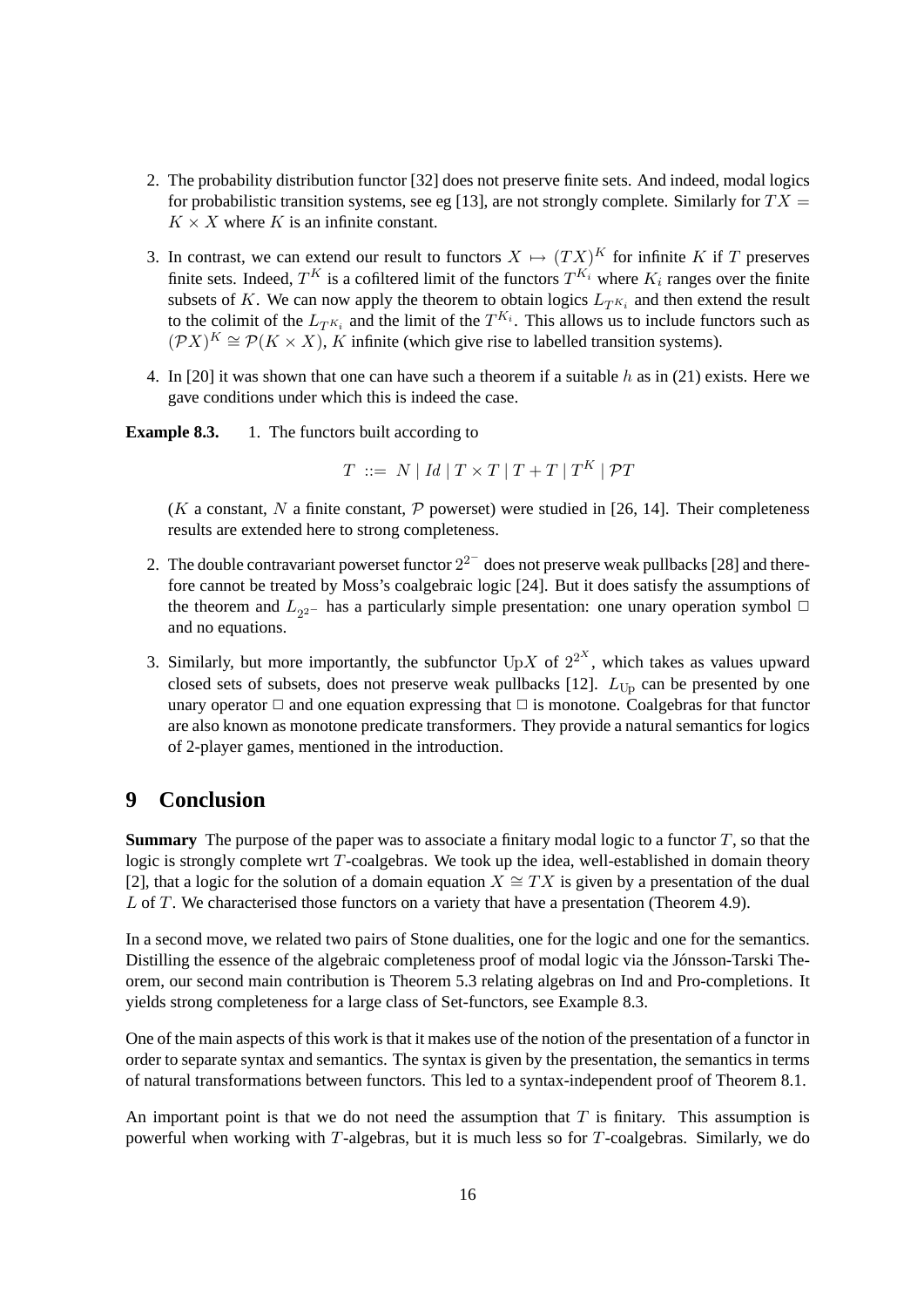2. The probability distribution functor [32] does not preserve finite sets. And indeed, modal logics for probabilistic transition systems, see eg [13], are not strongly complete. Similarly for $TX = K \times X$ where $K$ is an infinite constant.

3. In contrast, we can extend our result to functors $X \mapsto (TX)^K$ for infinite $K$ if $T$ preserves finite sets. Indeed, $T^K$ is a cofiltered limit of the functors $T^{K_i}$ where $K_i$ ranges over the finite subsets of $K$. We can now apply the theorem to obtain logics $L_{T^{K_i}}$ and then extend the result to the colimit of the $L_{T^{K_i}}$ and the limit of the $T^{K_i}$. This allows us to include functors such as $(\mathcal{P}X)^K \cong \mathcal{P}(K \times X)$, $K$ infinite (which give rise to labelled transition systems).

4. In [20] it was shown that one can have such a theorem if a suitable $h$ as in (21) exists. Here we gave conditions under which this is indeed the case.

**Example 8.3.** 1. The functors built according to

$$T ::= N \mid Id \mid T \times T \mid T + T \mid T^K \mid \mathcal{P}T$$

($K$ a constant, $N$ a finite constant, $\mathcal{P}$ powerset) were studied in [26, 14]. Their completeness results are extended here to strong completeness.

2. The double contravariant powerset functor $2^{2^-}$ does not preserve weak pullbacks [28] and therefore cannot be treated by Moss's coalgebraic logic [24]. But it does satisfy the assumptions of the theorem and $L_{2^{2^-}}$ has a particularly simple presentation: one unary operation symbol $\Box$ and no equations.

3. Similarly, but more importantly, the subfunctor $\mathrm{Up}X$ of $2^{2^X}$, which takes as values upward closed sets of subsets, does not preserve weak pullbacks [12]. $L_{\mathrm{Up}}$ can be presented by one unary operator $\Box$ and one equation expressing that $\Box$ is monotone. Coalgebras for that functor are also known as monotone predicate transformers. They provide a natural semantics for logics of 2-player games, mentioned in the introduction.

# 9 Conclusion

**Summary** The purpose of the paper was to associate a finitary modal logic to a functor $T$, so that the logic is strongly complete wrt $T$-coalgebras. We took up the idea, well-established in domain theory [2], that a logic for the solution of a domain equation $X \cong TX$ is given by a presentation of the dual $L$ of $T$. We characterised those functors on a variety that have a presentation (Theorem 4.9).

In a second move, we related two pairs of Stone dualities, one for the logic and one for the semantics. Distilling the essence of the algebraic completeness proof of modal logic via the Jónsson-Tarski Theorem, our second main contribution is Theorem 5.3 relating algebras on Ind and Pro-completions. It yields strong completeness for a large class of Set-functors, see Example 8.3.

One of the main aspects of this work is that it makes use of the notion of the presentation of a functor in order to separate syntax and semantics. The syntax is given by the presentation, the semantics in terms of natural transformations between functors. This led to a syntax-independent proof of Theorem 8.1.

An important point is that we do not need the assumption that $T$ is finitary. This assumption is powerful when working with $T$-algebras, but it is much less so for $T$-coalgebras. Similarly, we do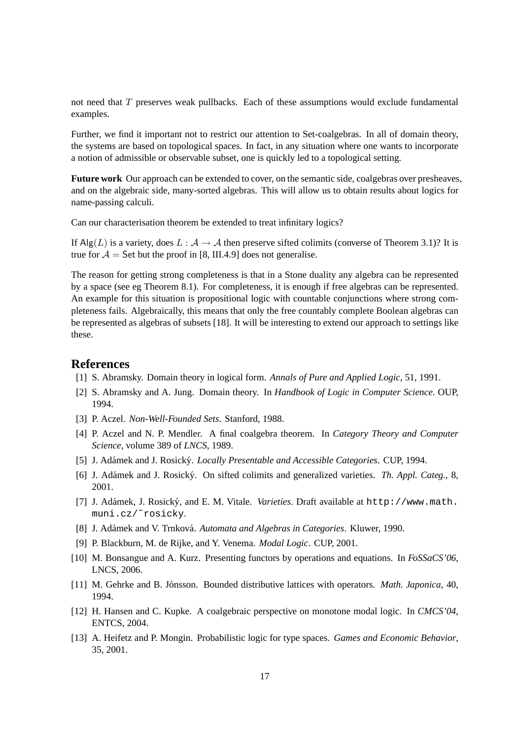not need that $T$ preserves weak pullbacks. Each of these assumptions would exclude fundamental examples.

Further, we find it important not to restrict our attention to Set-coalgebras. In all of domain theory, the systems are based on topological spaces. In fact, in any situation where one wants to incorporate a notion of admissible or observable subset, one is quickly led to a topological setting.

**Future work** Our approach can be extended to cover, on the semantic side, coalgebras over presheaves, and on the algebraic side, many-sorted algebras. This will allow us to obtain results about logics for name-passing calculi.

Can our characterisation theorem be extended to treat infinitary logics?

If $\mathsf{Alg}(L)$ is a variety, does $L : \mathcal{A} \to \mathcal{A}$ then preserve sifted colimits (converse of Theorem 3.1)? It is true for $\mathcal{A} = \mathsf{Set}$ but the proof in [8, III.4.9] does not generalise.

The reason for getting strong completeness is that in a Stone duality any algebra can be represented by a space (see eg Theorem 8.1). For completeness, it is enough if free algebras can be represented. An example for this situation is propositional logic with countable conjunctions where strong completeness fails. Algebraically, this means that only the free countably complete Boolean algebras can be represented as algebras of subsets [18]. It will be interesting to extend our approach to settings like these.

## References

[1] S. Abramsky. Domain theory in logical form. *Annals of Pure and Applied Logic*, 51, 1991.

[2] S. Abramsky and A. Jung. Domain theory. In *Handbook of Logic in Computer Science*. OUP, 1994.

[3] P. Aczel. *Non-Well-Founded Sets*. Stanford, 1988.

[4] P. Aczel and N. P. Mendler. A final coalgebra theorem. In *Category Theory and Computer Science*, volume 389 of *LNCS*, 1989.

[5] J. Adámek and J. Rosický. *Locally Presentable and Accessible Categories*. CUP, 1994.

[6] J. Adámek and J. Rosický. On sifted colimits and generalized varieties. *Th. Appl. Categ.*, 8, 2001.

[7] J. Adámek, J. Rosický, and E. M. Vitale. *Varieties*. Draft available at `http://www.math.muni.cz/~rosicky`.

[8] J. Adámek and V. Trnková. *Automata and Algebras in Categories*. Kluwer, 1990.

[9] P. Blackburn, M. de Rijke, and Y. Venema. *Modal Logic*. CUP, 2001.

[10] M. Bonsangue and A. Kurz. Presenting functors by operations and equations. In *FoSSaCS'06*, LNCS, 2006.

[11] M. Gehrke and B. Jónsson. Bounded distributive lattices with operators. *Math. Japonica*, 40, 1994.

[12] H. Hansen and C. Kupke. A coalgebraic perspective on monotone modal logic. In *CMCS'04*, ENTCS, 2004.

[13] A. Heifetz and P. Mongin. Probabilistic logic for type spaces. *Games and Economic Behavior*, 35, 2001.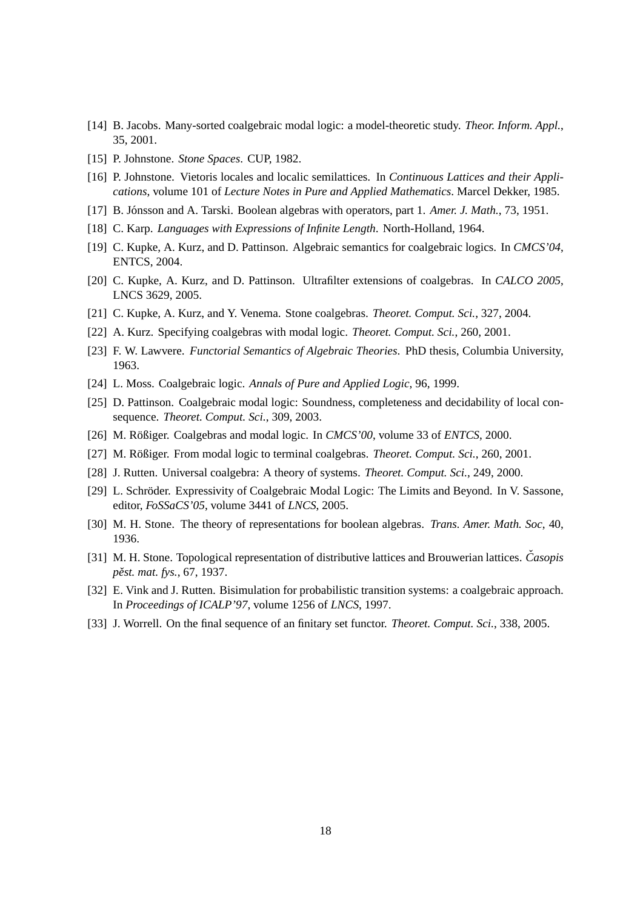[14] B. Jacobs. Many-sorted coalgebraic modal logic: a model-theoretic study. *Theor. Inform. Appl.*, 35, 2001.

[15] P. Johnstone. *Stone Spaces*. CUP, 1982.

[16] P. Johnstone. Vietoris locales and localic semilattices. In *Continuous Lattices and their Applications*, volume 101 of *Lecture Notes in Pure and Applied Mathematics*. Marcel Dekker, 1985.

[17] B. Jónsson and A. Tarski. Boolean algebras with operators, part 1. *Amer. J. Math.*, 73, 1951.

[18] C. Karp. *Languages with Expressions of Infinite Length*. North-Holland, 1964.

[19] C. Kupke, A. Kurz, and D. Pattinson. Algebraic semantics for coalgebraic logics. In *CMCS'04*, ENTCS, 2004.

[20] C. Kupke, A. Kurz, and D. Pattinson. Ultrafilter extensions of coalgebras. In *CALCO 2005*, LNCS 3629, 2005.

[21] C. Kupke, A. Kurz, and Y. Venema. Stone coalgebras. *Theoret. Comput. Sci.*, 327, 2004.

[22] A. Kurz. Specifying coalgebras with modal logic. *Theoret. Comput. Sci.*, 260, 2001.

[23] F. W. Lawvere. *Functorial Semantics of Algebraic Theories*. PhD thesis, Columbia University, 1963.

[24] L. Moss. Coalgebraic logic. *Annals of Pure and Applied Logic*, 96, 1999.

[25] D. Pattinson. Coalgebraic modal logic: Soundness, completeness and decidability of local consequence. *Theoret. Comput. Sci.*, 309, 2003.

[26] M. Rößiger. Coalgebras and modal logic. In *CMCS'00*, volume 33 of *ENTCS*, 2000.

[27] M. Rößiger. From modal logic to terminal coalgebras. *Theoret. Comput. Sci.*, 260, 2001.

[28] J. Rutten. Universal coalgebra: A theory of systems. *Theoret. Comput. Sci.*, 249, 2000.

[29] L. Schröder. Expressivity of Coalgebraic Modal Logic: The Limits and Beyond. In V. Sassone, editor, *FoSSaCS'05*, volume 3441 of *LNCS*, 2005.

[30] M. H. Stone. The theory of representations for boolean algebras. *Trans. Amer. Math. Soc*, 40, 1936.

[31] M. H. Stone. Topological representation of distributive lattices and Brouwerian lattices. *Časopis pěst. mat. fys.*, 67, 1937.

[32] E. Vink and J. Rutten. Bisimulation for probabilistic transition systems: a coalgebraic approach. In *Proceedings of ICALP'97*, volume 1256 of *LNCS*, 1997.

[33] J. Worrell. On the final sequence of an finitary set functor. *Theoret. Comput. Sci.*, 338, 2005.